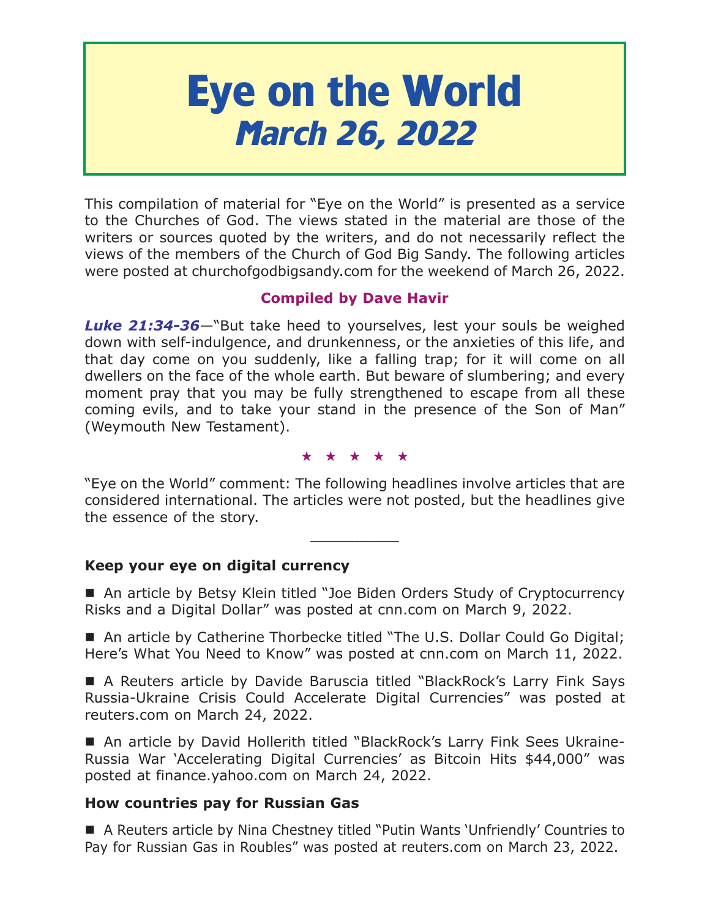# Eye on the World
## *March 26, 2022*

This compilation of material for "Eye on the World" is presented as a service to the Churches of God. The views stated in the material are those of the writers or sources quoted by the writers, and do not necessarily reflect the views of the members of the Church of God Big Sandy. The following articles were posted at churchofgodbigsandy.com for the weekend of March 26, 2022.

**Compiled by Dave Havir**

***Luke 21:34-36***—"But take heed to yourselves, lest your souls be weighed down with self-indulgence, and drunkenness, or the anxieties of this life, and that day come on you suddenly, like a falling trap; for it will come on all dwellers on the face of the whole earth. But beware of slumbering; and every moment pray that you may be fully strengthened to escape from all these coming evils, and to take your stand in the presence of the Son of Man" (Weymouth New Testament).

★ ★ ★ ★ ★

"Eye on the World" comment: The following headlines involve articles that are considered international. The articles were not posted, but the headlines give the essence of the story.

---

**Keep your eye on digital currency**

■ An article by Betsy Klein titled "Joe Biden Orders Study of Cryptocurrency Risks and a Digital Dollar" was posted at cnn.com on March 9, 2022.

■ An article by Catherine Thorbecke titled "The U.S. Dollar Could Go Digital; Here's What You Need to Know" was posted at cnn.com on March 11, 2022.

■ A Reuters article by Davide Baruscia titled "BlackRock's Larry Fink Says Russia-Ukraine Crisis Could Accelerate Digital Currencies" was posted at reuters.com on March 24, 2022.

■ An article by David Hollerith titled "BlackRock's Larry Fink Sees Ukraine-Russia War 'Accelerating Digital Currencies' as Bitcoin Hits $44,000" was posted at finance.yahoo.com on March 24, 2022.

**How countries pay for Russian Gas**

■ A Reuters article by Nina Chestney titled "Putin Wants 'Unfriendly' Countries to Pay for Russian Gas in Roubles" was posted at reuters.com on March 23, 2022.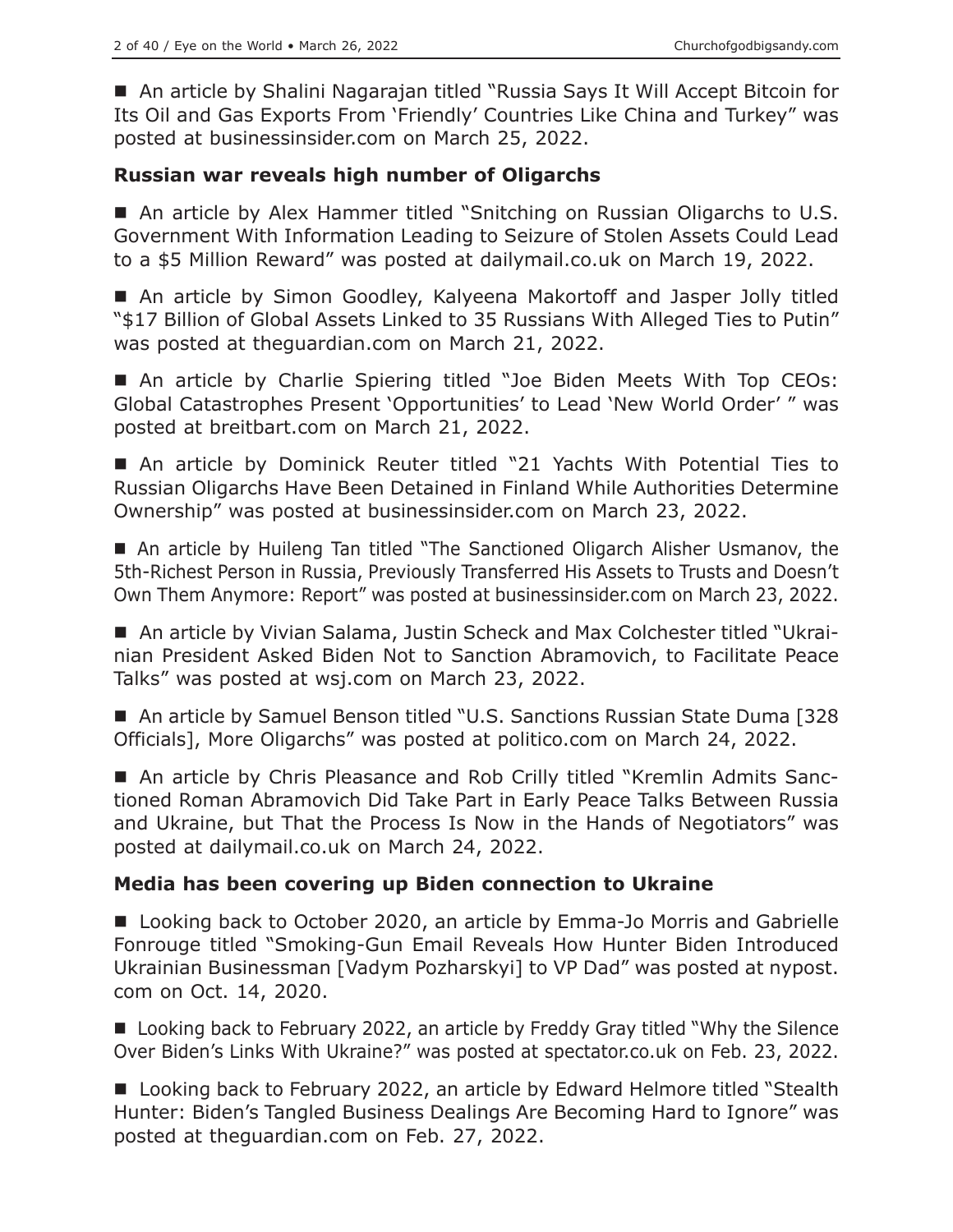■ An article by Shalini Nagarajan titled "Russia Says It Will Accept Bitcoin for Its Oil and Gas Exports From 'Friendly' Countries Like China and Turkey" was posted at businessinsider.com on March 25, 2022.

### Russian war reveals high number of Oligarchs

■ An article by Alex Hammer titled "Snitching on Russian Oligarchs to U.S. Government With Information Leading to Seizure of Stolen Assets Could Lead to a $5 Million Reward" was posted at dailymail.co.uk on March 19, 2022.

■ An article by Simon Goodley, Kalyeena Makortoff and Jasper Jolly titled "$17 Billion of Global Assets Linked to 35 Russians With Alleged Ties to Putin" was posted at theguardian.com on March 21, 2022.

■ An article by Charlie Spiering titled "Joe Biden Meets With Top CEOs: Global Catastrophes Present 'Opportunities' to Lead 'New World Order' " was posted at breitbart.com on March 21, 2022.

■ An article by Dominick Reuter titled "21 Yachts With Potential Ties to Russian Oligarchs Have Been Detained in Finland While Authorities Determine Ownership" was posted at businessinsider.com on March 23, 2022.

■ An article by Huileng Tan titled "The Sanctioned Oligarch Alisher Usmanov, the 5th-Richest Person in Russia, Previously Transferred His Assets to Trusts and Doesn't Own Them Anymore: Report" was posted at businessinsider.com on March 23, 2022.

■ An article by Vivian Salama, Justin Scheck and Max Colchester titled "Ukrainian President Asked Biden Not to Sanction Abramovich, to Facilitate Peace Talks" was posted at wsj.com on March 23, 2022.

■ An article by Samuel Benson titled "U.S. Sanctions Russian State Duma [328 Officials], More Oligarchs" was posted at politico.com on March 24, 2022.

■ An article by Chris Pleasance and Rob Crilly titled "Kremlin Admits Sanctioned Roman Abramovich Did Take Part in Early Peace Talks Between Russia and Ukraine, but That the Process Is Now in the Hands of Negotiators" was posted at dailymail.co.uk on March 24, 2022.

### Media has been covering up Biden connection to Ukraine

■ Looking back to October 2020, an article by Emma-Jo Morris and Gabrielle Fonrouge titled "Smoking-Gun Email Reveals How Hunter Biden Introduced Ukrainian Businessman [Vadym Pozharskyi] to VP Dad" was posted at nypost.com on Oct. 14, 2020.

■ Looking back to February 2022, an article by Freddy Gray titled "Why the Silence Over Biden's Links With Ukraine?" was posted at spectator.co.uk on Feb. 23, 2022.

■ Looking back to February 2022, an article by Edward Helmore titled "Stealth Hunter: Biden's Tangled Business Dealings Are Becoming Hard to Ignore" was posted at theguardian.com on Feb. 27, 2022.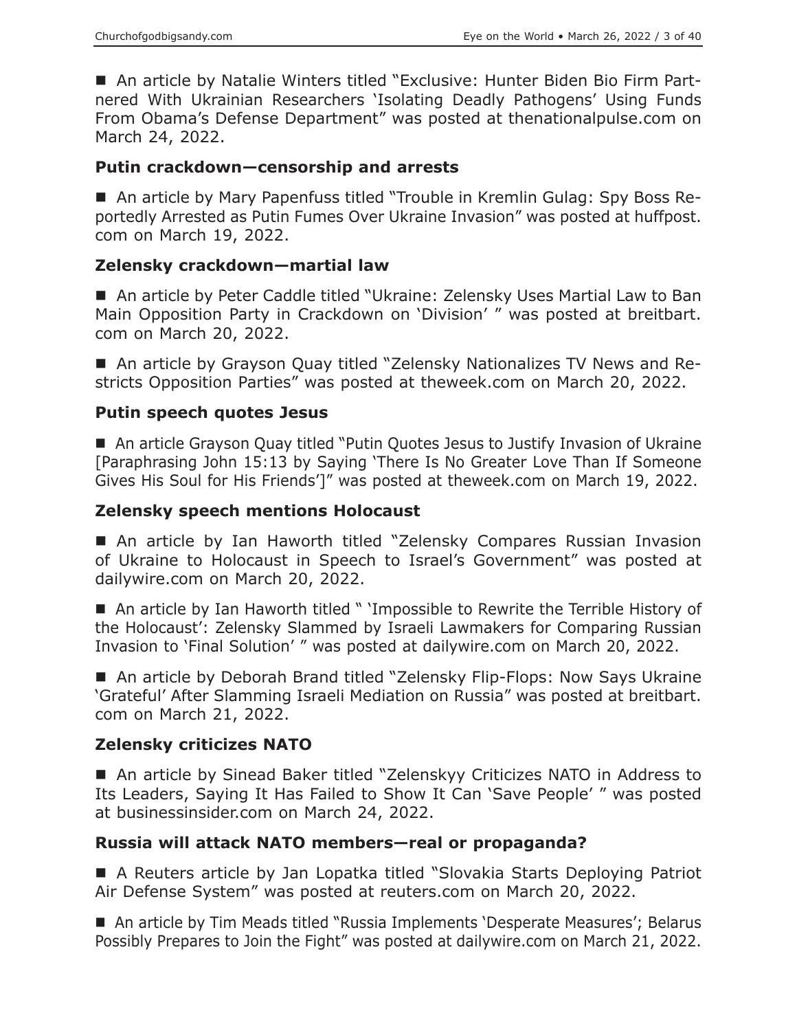■ An article by Natalie Winters titled "Exclusive: Hunter Biden Bio Firm Partnered With Ukrainian Researchers 'Isolating Deadly Pathogens' Using Funds From Obama's Defense Department" was posted at thenationalpulse.com on March 24, 2022.

### Putin crackdown—censorship and arrests

■ An article by Mary Papenfuss titled "Trouble in Kremlin Gulag: Spy Boss Reportedly Arrested as Putin Fumes Over Ukraine Invasion" was posted at huffpost.com on March 19, 2022.

### Zelensky crackdown—martial law

■ An article by Peter Caddle titled "Ukraine: Zelensky Uses Martial Law to Ban Main Opposition Party in Crackdown on 'Division' " was posted at breitbart.com on March 20, 2022.

■ An article by Grayson Quay titled "Zelensky Nationalizes TV News and Restricts Opposition Parties" was posted at theweek.com on March 20, 2022.

### Putin speech quotes Jesus

■ An article Grayson Quay titled "Putin Quotes Jesus to Justify Invasion of Ukraine [Paraphrasing John 15:13 by Saying 'There Is No Greater Love Than If Someone Gives His Soul for His Friends']" was posted at theweek.com on March 19, 2022.

### Zelensky speech mentions Holocaust

■ An article by Ian Haworth titled "Zelensky Compares Russian Invasion of Ukraine to Holocaust in Speech to Israel's Government" was posted at dailywire.com on March 20, 2022.

■ An article by Ian Haworth titled " 'Impossible to Rewrite the Terrible History of the Holocaust': Zelensky Slammed by Israeli Lawmakers for Comparing Russian Invasion to 'Final Solution' " was posted at dailywire.com on March 20, 2022.

■ An article by Deborah Brand titled "Zelensky Flip-Flops: Now Says Ukraine 'Grateful' After Slamming Israeli Mediation on Russia" was posted at breitbart.com on March 21, 2022.

### Zelensky criticizes NATO

■ An article by Sinead Baker titled "Zelenskyy Criticizes NATO in Address to Its Leaders, Saying It Has Failed to Show It Can 'Save People' " was posted at businessinsider.com on March 24, 2022.

### Russia will attack NATO members—real or propaganda?

■ A Reuters article by Jan Lopatka titled "Slovakia Starts Deploying Patriot Air Defense System" was posted at reuters.com on March 20, 2022.

■ An article by Tim Meads titled "Russia Implements 'Desperate Measures'; Belarus Possibly Prepares to Join the Fight" was posted at dailywire.com on March 21, 2022.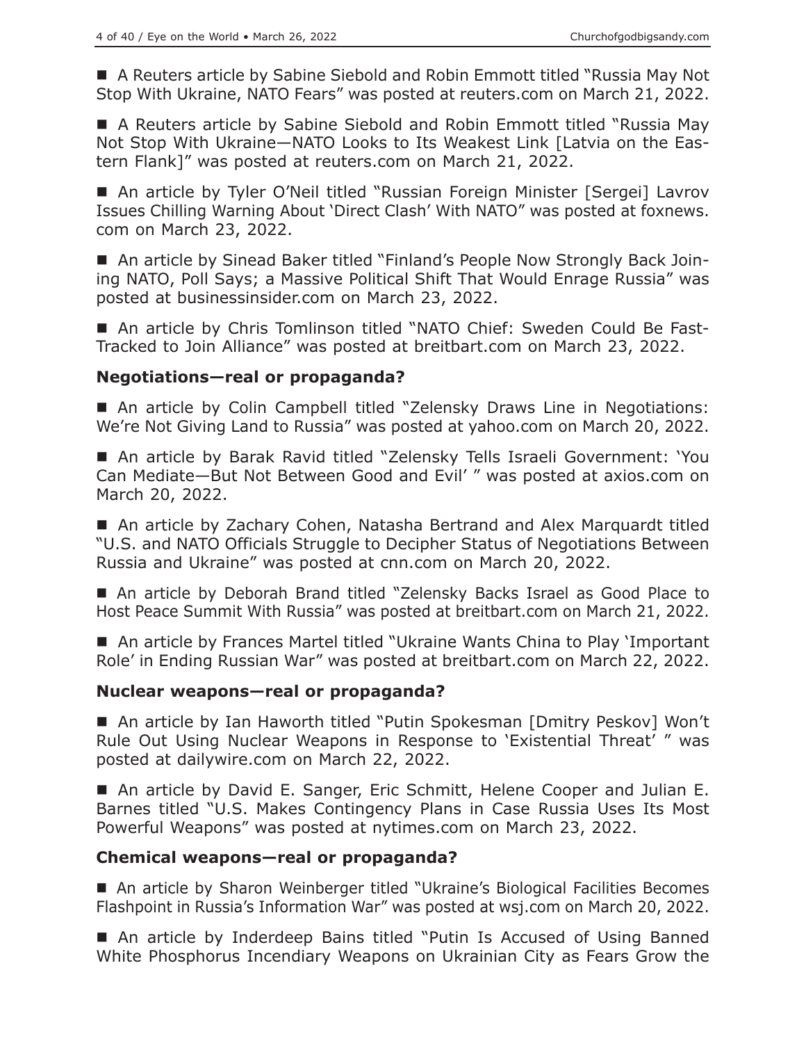■ A Reuters article by Sabine Siebold and Robin Emmott titled "Russia May Not Stop With Ukraine, NATO Fears" was posted at reuters.com on March 21, 2022.

■ A Reuters article by Sabine Siebold and Robin Emmott titled "Russia May Not Stop With Ukraine—NATO Looks to Its Weakest Link [Latvia on the Eastern Flank]" was posted at reuters.com on March 21, 2022.

■ An article by Tyler O'Neil titled "Russian Foreign Minister [Sergei] Lavrov Issues Chilling Warning About 'Direct Clash' With NATO" was posted at foxnews.com on March 23, 2022.

■ An article by Sinead Baker titled "Finland's People Now Strongly Back Joining NATO, Poll Says; a Massive Political Shift That Would Enrage Russia" was posted at businessinsider.com on March 23, 2022.

■ An article by Chris Tomlinson titled "NATO Chief: Sweden Could Be Fast-Tracked to Join Alliance" was posted at breitbart.com on March 23, 2022.

### Negotiations—real or propaganda?

■ An article by Colin Campbell titled "Zelensky Draws Line in Negotiations: We're Not Giving Land to Russia" was posted at yahoo.com on March 20, 2022.

■ An article by Barak Ravid titled "Zelensky Tells Israeli Government: 'You Can Mediate—But Not Between Good and Evil' " was posted at axios.com on March 20, 2022.

■ An article by Zachary Cohen, Natasha Bertrand and Alex Marquardt titled "U.S. and NATO Officials Struggle to Decipher Status of Negotiations Between Russia and Ukraine" was posted at cnn.com on March 20, 2022.

■ An article by Deborah Brand titled "Zelensky Backs Israel as Good Place to Host Peace Summit With Russia" was posted at breitbart.com on March 21, 2022.

■ An article by Frances Martel titled "Ukraine Wants China to Play 'Important Role' in Ending Russian War" was posted at breitbart.com on March 22, 2022.

### Nuclear weapons—real or propaganda?

■ An article by Ian Haworth titled "Putin Spokesman [Dmitry Peskov] Won't Rule Out Using Nuclear Weapons in Response to 'Existential Threat' " was posted at dailywire.com on March 22, 2022.

■ An article by David E. Sanger, Eric Schmitt, Helene Cooper and Julian E. Barnes titled "U.S. Makes Contingency Plans in Case Russia Uses Its Most Powerful Weapons" was posted at nytimes.com on March 23, 2022.

### Chemical weapons—real or propaganda?

■ An article by Sharon Weinberger titled "Ukraine's Biological Facilities Becomes Flashpoint in Russia's Information War" was posted at wsj.com on March 20, 2022.

■ An article by Inderdeep Bains titled "Putin Is Accused of Using Banned White Phosphorus Incendiary Weapons on Ukrainian City as Fears Grow the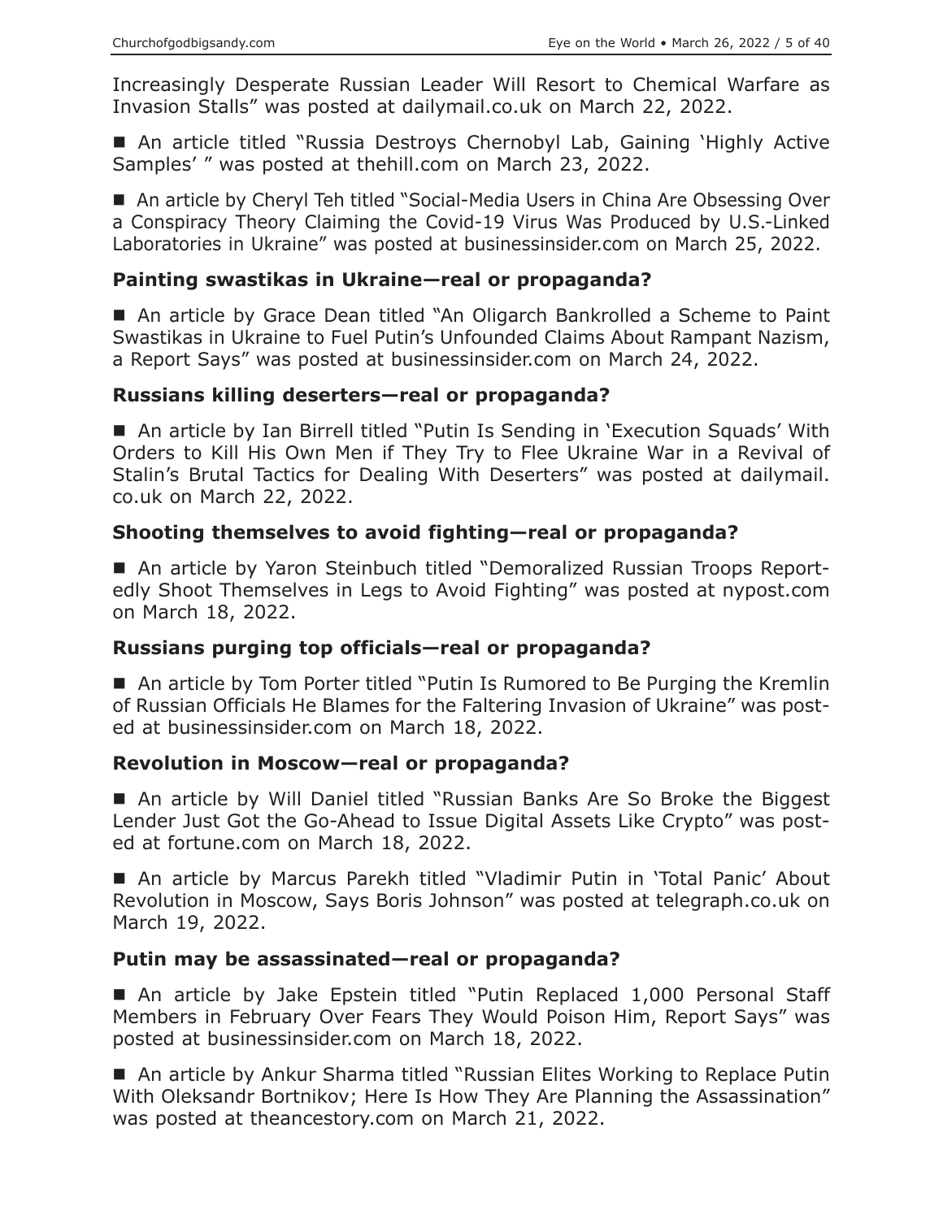Increasingly Desperate Russian Leader Will Resort to Chemical Warfare as Invasion Stalls" was posted at dailymail.co.uk on March 22, 2022.

■ An article titled "Russia Destroys Chernobyl Lab, Gaining 'Highly Active Samples' " was posted at thehill.com on March 23, 2022.

■ An article by Cheryl Teh titled "Social-Media Users in China Are Obsessing Over a Conspiracy Theory Claiming the Covid-19 Virus Was Produced by U.S.-Linked Laboratories in Ukraine" was posted at businessinsider.com on March 25, 2022.

### Painting swastikas in Ukraine—real or propaganda?

■ An article by Grace Dean titled "An Oligarch Bankrolled a Scheme to Paint Swastikas in Ukraine to Fuel Putin's Unfounded Claims About Rampant Nazism, a Report Says" was posted at businessinsider.com on March 24, 2022.

### Russians killing deserters—real or propaganda?

■ An article by Ian Birrell titled "Putin Is Sending in 'Execution Squads' With Orders to Kill His Own Men if They Try to Flee Ukraine War in a Revival of Stalin's Brutal Tactics for Dealing With Deserters" was posted at dailymail.co.uk on March 22, 2022.

### Shooting themselves to avoid fighting—real or propaganda?

■ An article by Yaron Steinbuch titled "Demoralized Russian Troops Reportedly Shoot Themselves in Legs to Avoid Fighting" was posted at nypost.com on March 18, 2022.

### Russians purging top officials—real or propaganda?

■ An article by Tom Porter titled "Putin Is Rumored to Be Purging the Kremlin of Russian Officials He Blames for the Faltering Invasion of Ukraine" was posted at businessinsider.com on March 18, 2022.

### Revolution in Moscow—real or propaganda?

■ An article by Will Daniel titled "Russian Banks Are So Broke the Biggest Lender Just Got the Go-Ahead to Issue Digital Assets Like Crypto" was posted at fortune.com on March 18, 2022.

■ An article by Marcus Parekh titled "Vladimir Putin in 'Total Panic' About Revolution in Moscow, Says Boris Johnson" was posted at telegraph.co.uk on March 19, 2022.

### Putin may be assassinated—real or propaganda?

■ An article by Jake Epstein titled "Putin Replaced 1,000 Personal Staff Members in February Over Fears They Would Poison Him, Report Says" was posted at businessinsider.com on March 18, 2022.

■ An article by Ankur Sharma titled "Russian Elites Working to Replace Putin With Oleksandr Bortnikov; Here Is How They Are Planning the Assassination" was posted at theancestory.com on March 21, 2022.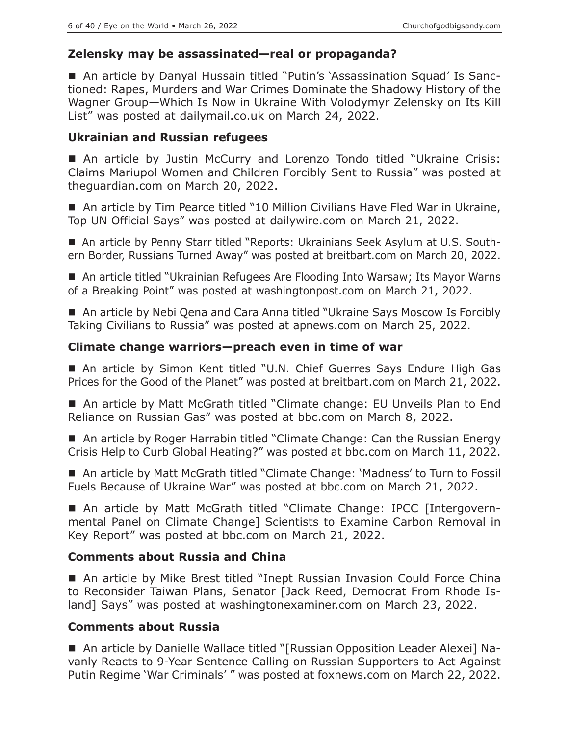### Zelensky may be assassinated—real or propaganda?

■ An article by Danyal Hussain titled "Putin's 'Assassination Squad' Is Sanctioned: Rapes, Murders and War Crimes Dominate the Shadowy History of the Wagner Group—Which Is Now in Ukraine With Volodymyr Zelensky on Its Kill List" was posted at dailymail.co.uk on March 24, 2022.

### Ukrainian and Russian refugees

■ An article by Justin McCurry and Lorenzo Tondo titled "Ukraine Crisis: Claims Mariupol Women and Children Forcibly Sent to Russia" was posted at theguardian.com on March 20, 2022.

■ An article by Tim Pearce titled "10 Million Civilians Have Fled War in Ukraine, Top UN Official Says" was posted at dailywire.com on March 21, 2022.

■ An article by Penny Starr titled "Reports: Ukrainians Seek Asylum at U.S. Southern Border, Russians Turned Away" was posted at breitbart.com on March 20, 2022.

■ An article titled "Ukrainian Refugees Are Flooding Into Warsaw; Its Mayor Warns of a Breaking Point" was posted at washingtonpost.com on March 21, 2022.

■ An article by Nebi Qena and Cara Anna titled "Ukraine Says Moscow Is Forcibly Taking Civilians to Russia" was posted at apnews.com on March 25, 2022.

### Climate change warriors—preach even in time of war

■ An article by Simon Kent titled "U.N. Chief Guerres Says Endure High Gas Prices for the Good of the Planet" was posted at breitbart.com on March 21, 2022.

■ An article by Matt McGrath titled "Climate change: EU Unveils Plan to End Reliance on Russian Gas" was posted at bbc.com on March 8, 2022.

■ An article by Roger Harrabin titled "Climate Change: Can the Russian Energy Crisis Help to Curb Global Heating?" was posted at bbc.com on March 11, 2022.

■ An article by Matt McGrath titled "Climate Change: 'Madness' to Turn to Fossil Fuels Because of Ukraine War" was posted at bbc.com on March 21, 2022.

■ An article by Matt McGrath titled "Climate Change: IPCC [Intergovernmental Panel on Climate Change] Scientists to Examine Carbon Removal in Key Report" was posted at bbc.com on March 21, 2022.

### Comments about Russia and China

■ An article by Mike Brest titled "Inept Russian Invasion Could Force China to Reconsider Taiwan Plans, Senator [Jack Reed, Democrat From Rhode Island] Says" was posted at washingtonexaminer.com on March 23, 2022.

### Comments about Russia

■ An article by Danielle Wallace titled "[Russian Opposition Leader Alexei] Navanly Reacts to 9-Year Sentence Calling on Russian Supporters to Act Against Putin Regime 'War Criminals' " was posted at foxnews.com on March 22, 2022.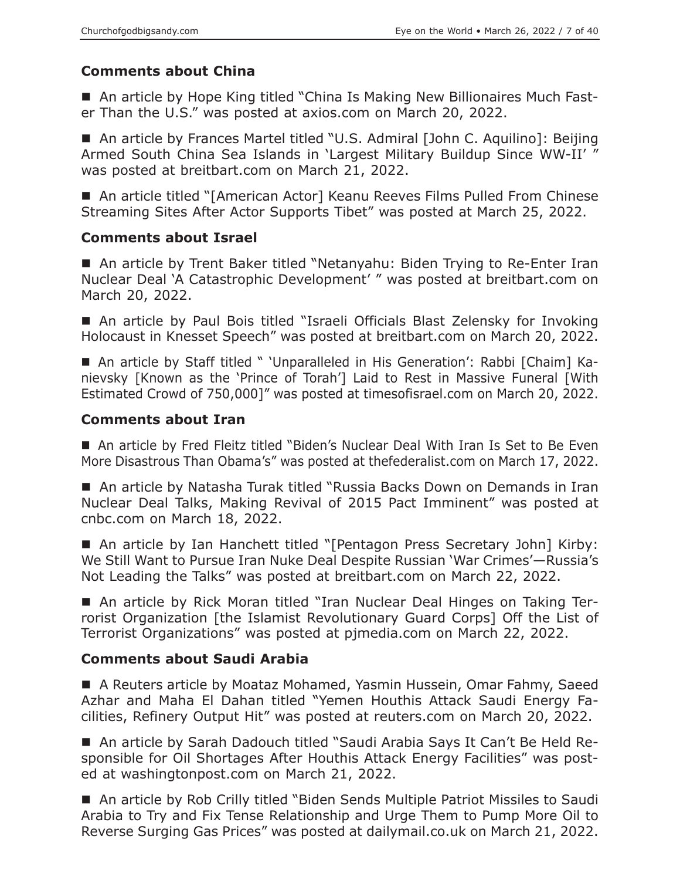## Comments about China

- An article by Hope King titled "China Is Making New Billionaires Much Faster Than the U.S." was posted at axios.com on March 20, 2022.

- An article by Frances Martel titled "U.S. Admiral [John C. Aquilino]: Beijing Armed South China Sea Islands in 'Largest Military Buildup Since WW-II' " was posted at breitbart.com on March 21, 2022.

- An article titled "[American Actor] Keanu Reeves Films Pulled From Chinese Streaming Sites After Actor Supports Tibet" was posted at March 25, 2022.

## Comments about Israel

- An article by Trent Baker titled "Netanyahu: Biden Trying to Re-Enter Iran Nuclear Deal 'A Catastrophic Development' " was posted at breitbart.com on March 20, 2022.

- An article by Paul Bois titled "Israeli Officials Blast Zelensky for Invoking Holocaust in Knesset Speech" was posted at breitbart.com on March 20, 2022.

- An article by Staff titled " 'Unparalleled in His Generation': Rabbi [Chaim] Kanievsky [Known as the 'Prince of Torah'] Laid to Rest in Massive Funeral [With Estimated Crowd of 750,000]" was posted at timesofisrael.com on March 20, 2022.

## Comments about Iran

- An article by Fred Fleitz titled "Biden's Nuclear Deal With Iran Is Set to Be Even More Disastrous Than Obama's" was posted at thefederalist.com on March 17, 2022.

- An article by Natasha Turak titled "Russia Backs Down on Demands in Iran Nuclear Deal Talks, Making Revival of 2015 Pact Imminent" was posted at cnbc.com on March 18, 2022.

- An article by Ian Hanchett titled "[Pentagon Press Secretary John] Kirby: We Still Want to Pursue Iran Nuke Deal Despite Russian 'War Crimes'—Russia's Not Leading the Talks" was posted at breitbart.com on March 22, 2022.

- An article by Rick Moran titled "Iran Nuclear Deal Hinges on Taking Terrorist Organization [the Islamist Revolutionary Guard Corps] Off the List of Terrorist Organizations" was posted at pjmedia.com on March 22, 2022.

## Comments about Saudi Arabia

- A Reuters article by Moataz Mohamed, Yasmin Hussein, Omar Fahmy, Saeed Azhar and Maha El Dahan titled "Yemen Houthis Attack Saudi Energy Facilities, Refinery Output Hit" was posted at reuters.com on March 20, 2022.

- An article by Sarah Dadouch titled "Saudi Arabia Says It Can't Be Held Responsible for Oil Shortages After Houthis Attack Energy Facilities" was posted at washingtonpost.com on March 21, 2022.

- An article by Rob Crilly titled "Biden Sends Multiple Patriot Missiles to Saudi Arabia to Try and Fix Tense Relationship and Urge Them to Pump More Oil to Reverse Surging Gas Prices" was posted at dailymail.co.uk on March 21, 2022.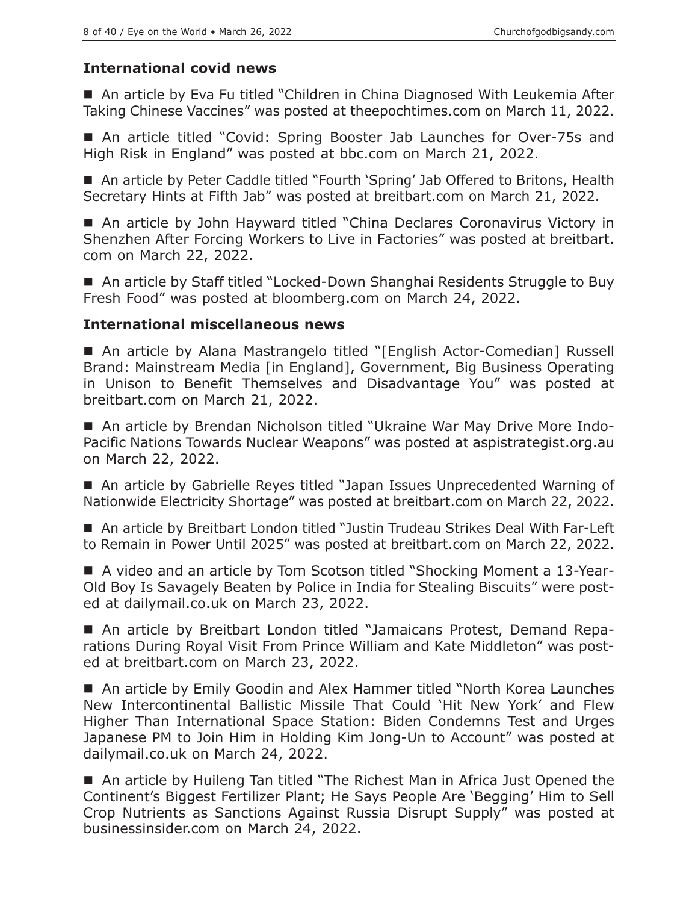## International covid news

- An article by Eva Fu titled "Children in China Diagnosed With Leukemia After Taking Chinese Vaccines" was posted at theepochtimes.com on March 11, 2022.

- An article titled "Covid: Spring Booster Jab Launches for Over-75s and High Risk in England" was posted at bbc.com on March 21, 2022.

- An article by Peter Caddle titled "Fourth 'Spring' Jab Offered to Britons, Health Secretary Hints at Fifth Jab" was posted at breitbart.com on March 21, 2022.

- An article by John Hayward titled "China Declares Coronavirus Victory in Shenzhen After Forcing Workers to Live in Factories" was posted at breitbart.com on March 22, 2022.

- An article by Staff titled "Locked-Down Shanghai Residents Struggle to Buy Fresh Food" was posted at bloomberg.com on March 24, 2022.

## International miscellaneous news

- An article by Alana Mastrangelo titled "[English Actor-Comedian] Russell Brand: Mainstream Media [in England], Government, Big Business Operating in Unison to Benefit Themselves and Disadvantage You" was posted at breitbart.com on March 21, 2022.

- An article by Brendan Nicholson titled "Ukraine War May Drive More Indo-Pacific Nations Towards Nuclear Weapons" was posted at aspistrategist.org.au on March 22, 2022.

- An article by Gabrielle Reyes titled "Japan Issues Unprecedented Warning of Nationwide Electricity Shortage" was posted at breitbart.com on March 22, 2022.

- An article by Breitbart London titled "Justin Trudeau Strikes Deal With Far-Left to Remain in Power Until 2025" was posted at breitbart.com on March 22, 2022.

- A video and an article by Tom Scotson titled "Shocking Moment a 13-Year-Old Boy Is Savagely Beaten by Police in India for Stealing Biscuits" were posted at dailymail.co.uk on March 23, 2022.

- An article by Breitbart London titled "Jamaicans Protest, Demand Reparations During Royal Visit From Prince William and Kate Middleton" was posted at breitbart.com on March 23, 2022.

- An article by Emily Goodin and Alex Hammer titled "North Korea Launches New Intercontinental Ballistic Missile That Could 'Hit New York' and Flew Higher Than International Space Station: Biden Condemns Test and Urges Japanese PM to Join Him in Holding Kim Jong-Un to Account" was posted at dailymail.co.uk on March 24, 2022.

- An article by Huileng Tan titled "The Richest Man in Africa Just Opened the Continent's Biggest Fertilizer Plant; He Says People Are 'Begging' Him to Sell Crop Nutrients as Sanctions Against Russia Disrupt Supply" was posted at businessinsider.com on March 24, 2022.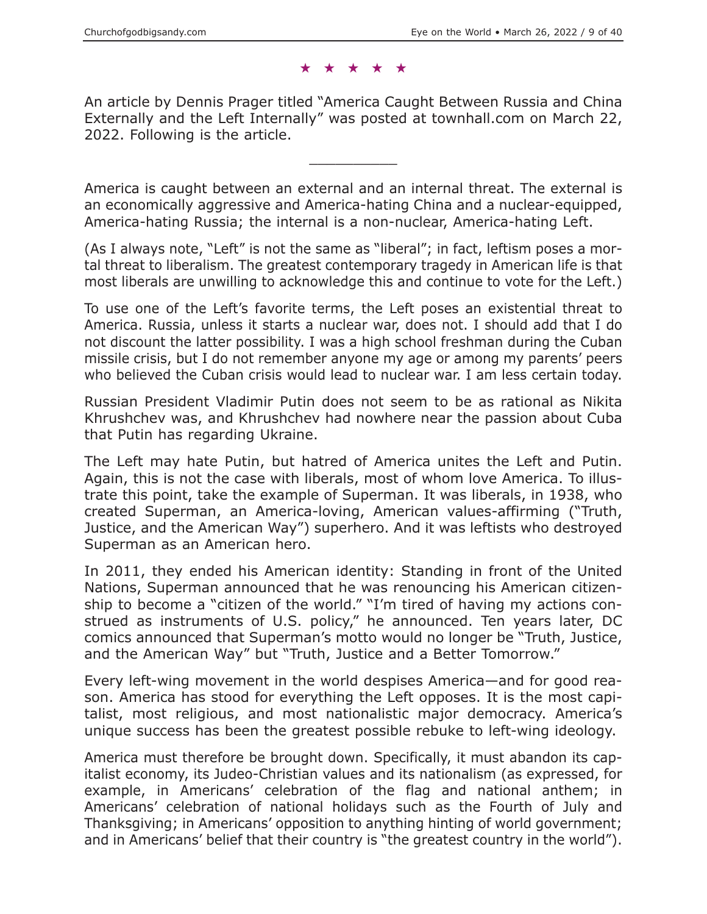★ ★ ★ ★ ★

An article by Dennis Prager titled "America Caught Between Russia and China Externally and the Left Internally" was posted at townhall.com on March 22, 2022. Following is the article.

---

America is caught between an external and an internal threat. The external is an economically aggressive and America-hating China and a nuclear-equipped, America-hating Russia; the internal is a non-nuclear, America-hating Left.

(As I always note, "Left" is not the same as "liberal"; in fact, leftism poses a mortal threat to liberalism. The greatest contemporary tragedy in American life is that most liberals are unwilling to acknowledge this and continue to vote for the Left.)

To use one of the Left's favorite terms, the Left poses an existential threat to America. Russia, unless it starts a nuclear war, does not. I should add that I do not discount the latter possibility. I was a high school freshman during the Cuban missile crisis, but I do not remember anyone my age or among my parents' peers who believed the Cuban crisis would lead to nuclear war. I am less certain today.

Russian President Vladimir Putin does not seem to be as rational as Nikita Khrushchev was, and Khrushchev had nowhere near the passion about Cuba that Putin has regarding Ukraine.

The Left may hate Putin, but hatred of America unites the Left and Putin. Again, this is not the case with liberals, most of whom love America. To illustrate this point, take the example of Superman. It was liberals, in 1938, who created Superman, an America-loving, American values-affirming ("Truth, Justice, and the American Way") superhero. And it was leftists who destroyed Superman as an American hero.

In 2011, they ended his American identity: Standing in front of the United Nations, Superman announced that he was renouncing his American citizenship to become a "citizen of the world." "I'm tired of having my actions construed as instruments of U.S. policy," he announced. Ten years later, DC comics announced that Superman's motto would no longer be "Truth, Justice, and the American Way" but "Truth, Justice and a Better Tomorrow."

Every left-wing movement in the world despises America—and for good reason. America has stood for everything the Left opposes. It is the most capitalist, most religious, and most nationalistic major democracy. America's unique success has been the greatest possible rebuke to left-wing ideology.

America must therefore be brought down. Specifically, it must abandon its capitalist economy, its Judeo-Christian values and its nationalism (as expressed, for example, in Americans' celebration of the flag and national anthem; in Americans' celebration of national holidays such as the Fourth of July and Thanksgiving; in Americans' opposition to anything hinting of world government; and in Americans' belief that their country is "the greatest country in the world").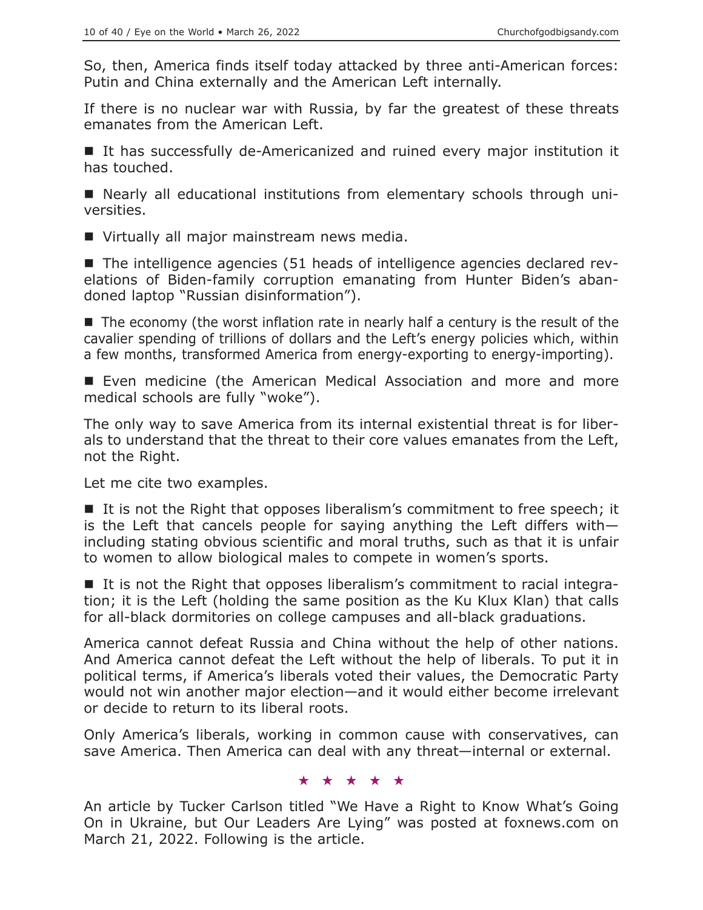So, then, America finds itself today attacked by three anti-American forces: Putin and China externally and the American Left internally.

If there is no nuclear war with Russia, by far the greatest of these threats emanates from the American Left.

■ It has successfully de-Americanized and ruined every major institution it has touched.

■ Nearly all educational institutions from elementary schools through universities.

■ Virtually all major mainstream news media.

■ The intelligence agencies (51 heads of intelligence agencies declared revelations of Biden-family corruption emanating from Hunter Biden's abandoned laptop "Russian disinformation").

■ The economy (the worst inflation rate in nearly half a century is the result of the cavalier spending of trillions of dollars and the Left's energy policies which, within a few months, transformed America from energy-exporting to energy-importing).

■ Even medicine (the American Medical Association and more and more medical schools are fully "woke").

The only way to save America from its internal existential threat is for liberals to understand that the threat to their core values emanates from the Left, not the Right.

Let me cite two examples.

■ It is not the Right that opposes liberalism's commitment to free speech; it is the Left that cancels people for saying anything the Left differs with—including stating obvious scientific and moral truths, such as that it is unfair to women to allow biological males to compete in women's sports.

■ It is not the Right that opposes liberalism's commitment to racial integration; it is the Left (holding the same position as the Ku Klux Klan) that calls for all-black dormitories on college campuses and all-black graduations.

America cannot defeat Russia and China without the help of other nations. And America cannot defeat the Left without the help of liberals. To put it in political terms, if America's liberals voted their values, the Democratic Party would not win another major election—and it would either become irrelevant or decide to return to its liberal roots.

Only America's liberals, working in common cause with conservatives, can save America. Then America can deal with any threat—internal or external.

★ ★ ★ ★ ★

An article by Tucker Carlson titled "We Have a Right to Know What's Going On in Ukraine, but Our Leaders Are Lying" was posted at foxnews.com on March 21, 2022. Following is the article.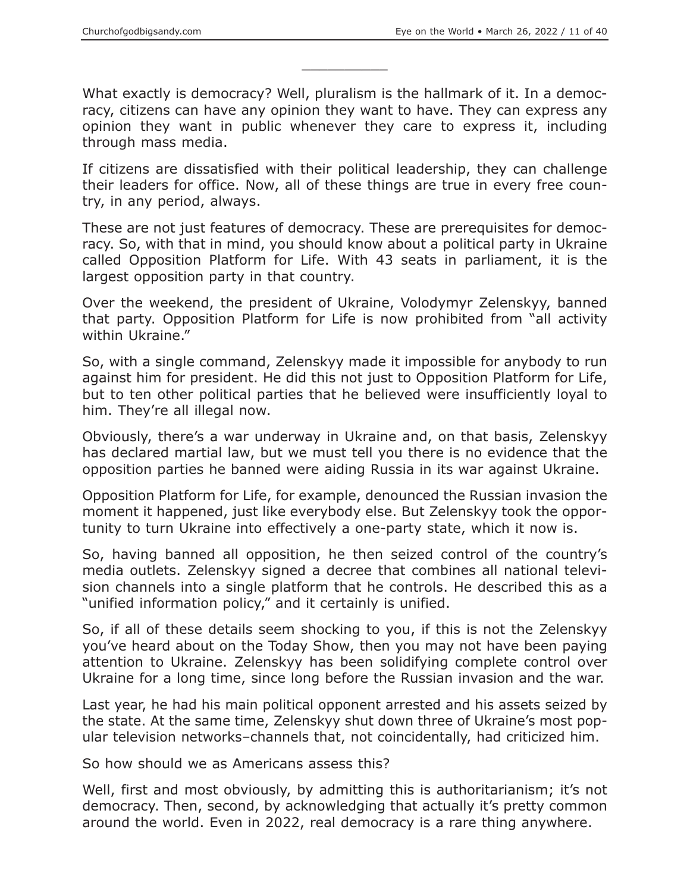___________

What exactly is democracy? Well, pluralism is the hallmark of it. In a democracy, citizens can have any opinion they want to have. They can express any opinion they want in public whenever they care to express it, including through mass media.

If citizens are dissatisfied with their political leadership, they can challenge their leaders for office. Now, all of these things are true in every free country, in any period, always.

These are not just features of democracy. These are prerequisites for democracy. So, with that in mind, you should know about a political party in Ukraine called Opposition Platform for Life. With 43 seats in parliament, it is the largest opposition party in that country.

Over the weekend, the president of Ukraine, Volodymyr Zelenskyy, banned that party. Opposition Platform for Life is now prohibited from "all activity within Ukraine."

So, with a single command, Zelenskyy made it impossible for anybody to run against him for president. He did this not just to Opposition Platform for Life, but to ten other political parties that he believed were insufficiently loyal to him. They're all illegal now.

Obviously, there's a war underway in Ukraine and, on that basis, Zelenskyy has declared martial law, but we must tell you there is no evidence that the opposition parties he banned were aiding Russia in its war against Ukraine.

Opposition Platform for Life, for example, denounced the Russian invasion the moment it happened, just like everybody else. But Zelenskyy took the opportunity to turn Ukraine into effectively a one-party state, which it now is.

So, having banned all opposition, he then seized control of the country's media outlets. Zelenskyy signed a decree that combines all national television channels into a single platform that he controls. He described this as a "unified information policy," and it certainly is unified.

So, if all of these details seem shocking to you, if this is not the Zelenskyy you've heard about on the Today Show, then you may not have been paying attention to Ukraine. Zelenskyy has been solidifying complete control over Ukraine for a long time, since long before the Russian invasion and the war.

Last year, he had his main political opponent arrested and his assets seized by the state. At the same time, Zelenskyy shut down three of Ukraine's most popular television networks–channels that, not coincidentally, had criticized him.

So how should we as Americans assess this?

Well, first and most obviously, by admitting this is authoritarianism; it's not democracy. Then, second, by acknowledging that actually it's pretty common around the world. Even in 2022, real democracy is a rare thing anywhere.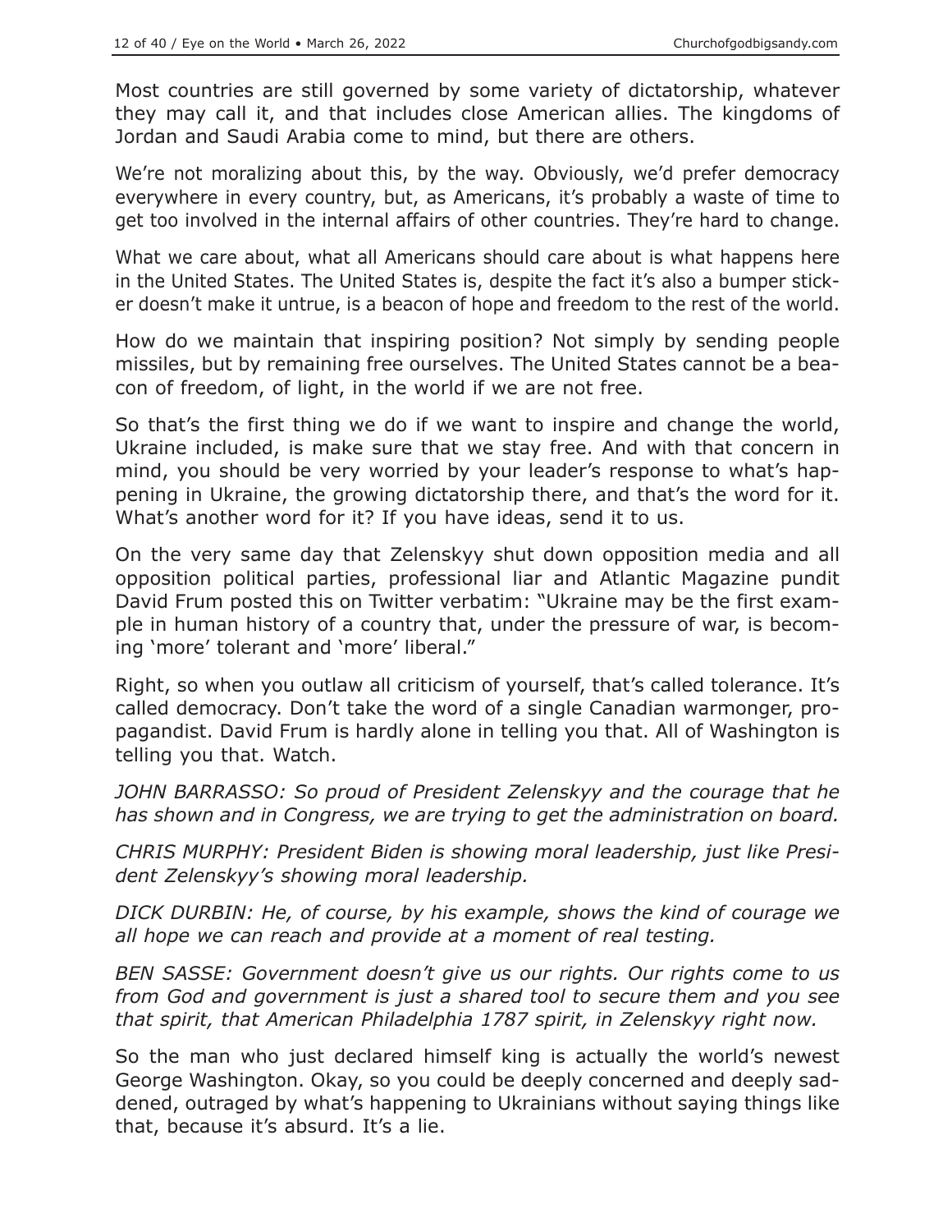Most countries are still governed by some variety of dictatorship, whatever they may call it, and that includes close American allies. The kingdoms of Jordan and Saudi Arabia come to mind, but there are others.

We're not moralizing about this, by the way. Obviously, we'd prefer democracy everywhere in every country, but, as Americans, it's probably a waste of time to get too involved in the internal affairs of other countries. They're hard to change.

What we care about, what all Americans should care about is what happens here in the United States. The United States is, despite the fact it's also a bumper sticker doesn't make it untrue, is a beacon of hope and freedom to the rest of the world.

How do we maintain that inspiring position? Not simply by sending people missiles, but by remaining free ourselves. The United States cannot be a beacon of freedom, of light, in the world if we are not free.

So that's the first thing we do if we want to inspire and change the world, Ukraine included, is make sure that we stay free. And with that concern in mind, you should be very worried by your leader's response to what's happening in Ukraine, the growing dictatorship there, and that's the word for it. What's another word for it? If you have ideas, send it to us.

On the very same day that Zelenskyy shut down opposition media and all opposition political parties, professional liar and Atlantic Magazine pundit David Frum posted this on Twitter verbatim: "Ukraine may be the first example in human history of a country that, under the pressure of war, is becoming 'more' tolerant and 'more' liberal."

Right, so when you outlaw all criticism of yourself, that's called tolerance. It's called democracy. Don't take the word of a single Canadian warmonger, propagandist. David Frum is hardly alone in telling you that. All of Washington is telling you that. Watch.

*JOHN BARRASSO: So proud of President Zelenskyy and the courage that he has shown and in Congress, we are trying to get the administration on board.*

*CHRIS MURPHY: President Biden is showing moral leadership, just like President Zelenskyy's showing moral leadership.*

*DICK DURBIN: He, of course, by his example, shows the kind of courage we all hope we can reach and provide at a moment of real testing.*

*BEN SASSE: Government doesn't give us our rights. Our rights come to us from God and government is just a shared tool to secure them and you see that spirit, that American Philadelphia 1787 spirit, in Zelenskyy right now.*

So the man who just declared himself king is actually the world's newest George Washington. Okay, so you could be deeply concerned and deeply saddened, outraged by what's happening to Ukrainians without saying things like that, because it's absurd. It's a lie.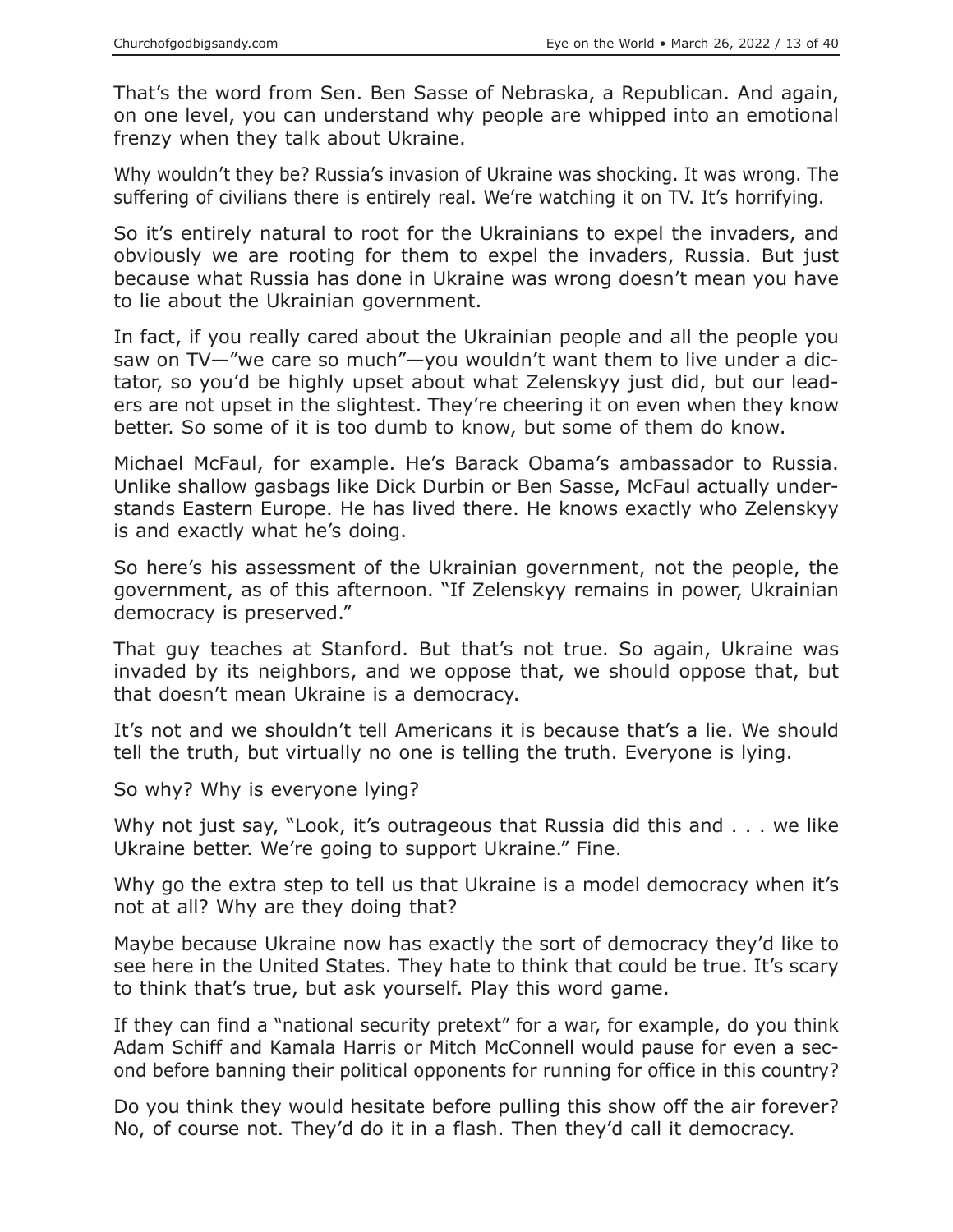That's the word from Sen. Ben Sasse of Nebraska, a Republican. And again, on one level, you can understand why people are whipped into an emotional frenzy when they talk about Ukraine.

Why wouldn't they be? Russia's invasion of Ukraine was shocking. It was wrong. The suffering of civilians there is entirely real. We're watching it on TV. It's horrifying.

So it's entirely natural to root for the Ukrainians to expel the invaders, and obviously we are rooting for them to expel the invaders, Russia. But just because what Russia has done in Ukraine was wrong doesn't mean you have to lie about the Ukrainian government.

In fact, if you really cared about the Ukrainian people and all the people you saw on TV—"we care so much"—you wouldn't want them to live under a dictator, so you'd be highly upset about what Zelenskyy just did, but our leaders are not upset in the slightest. They're cheering it on even when they know better. So some of it is too dumb to know, but some of them do know.

Michael McFaul, for example. He's Barack Obama's ambassador to Russia. Unlike shallow gasbags like Dick Durbin or Ben Sasse, McFaul actually understands Eastern Europe. He has lived there. He knows exactly who Zelenskyy is and exactly what he's doing.

So here's his assessment of the Ukrainian government, not the people, the government, as of this afternoon. "If Zelenskyy remains in power, Ukrainian democracy is preserved."

That guy teaches at Stanford. But that's not true. So again, Ukraine was invaded by its neighbors, and we oppose that, we should oppose that, but that doesn't mean Ukraine is a democracy.

It's not and we shouldn't tell Americans it is because that's a lie. We should tell the truth, but virtually no one is telling the truth. Everyone is lying.

So why? Why is everyone lying?

Why not just say, "Look, it's outrageous that Russia did this and . . . we like Ukraine better. We're going to support Ukraine." Fine.

Why go the extra step to tell us that Ukraine is a model democracy when it's not at all? Why are they doing that?

Maybe because Ukraine now has exactly the sort of democracy they'd like to see here in the United States. They hate to think that could be true. It's scary to think that's true, but ask yourself. Play this word game.

If they can find a "national security pretext" for a war, for example, do you think Adam Schiff and Kamala Harris or Mitch McConnell would pause for even a second before banning their political opponents for running for office in this country?

Do you think they would hesitate before pulling this show off the air forever? No, of course not. They'd do it in a flash. Then they'd call it democracy.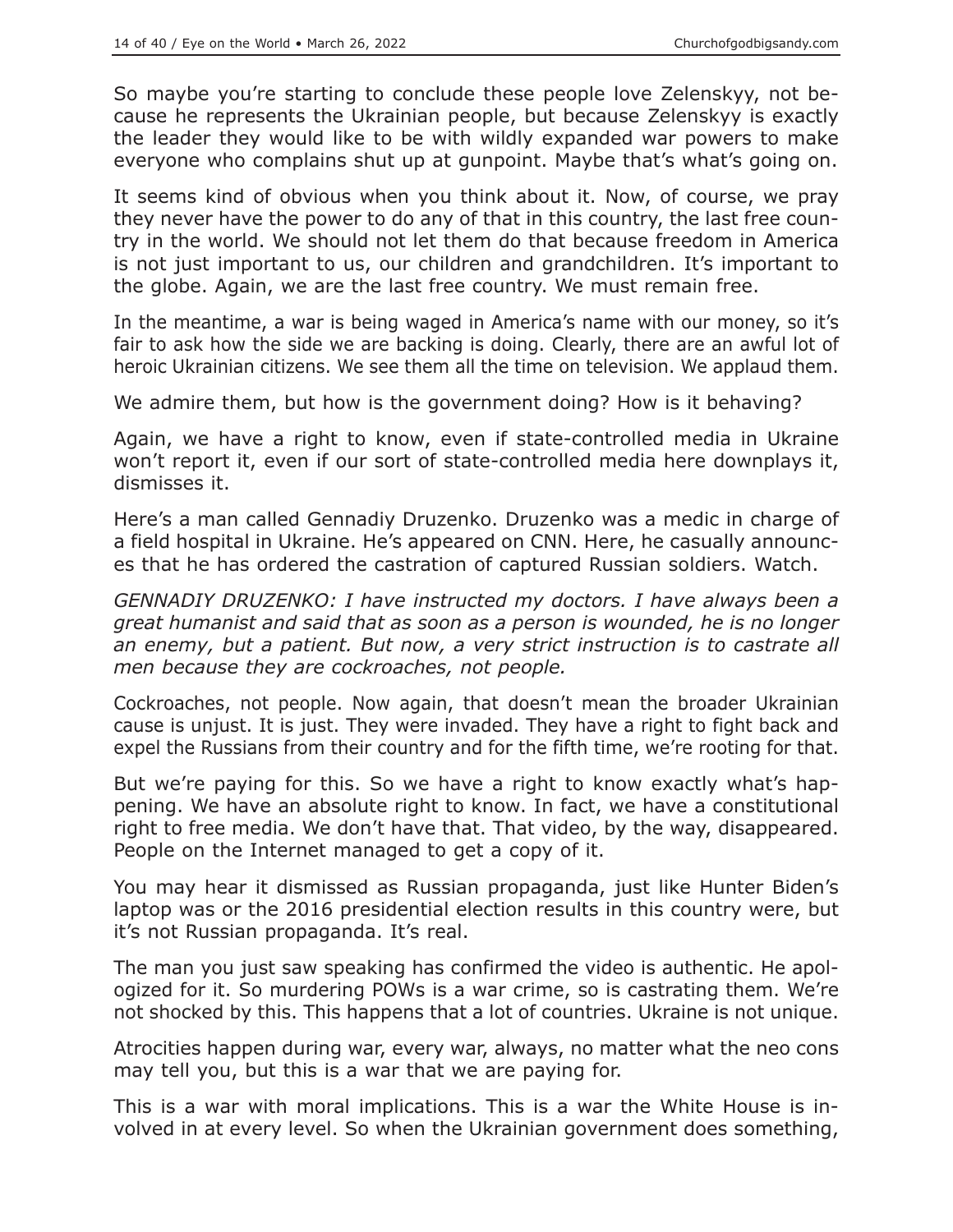So maybe you're starting to conclude these people love Zelenskyy, not because he represents the Ukrainian people, but because Zelenskyy is exactly the leader they would like to be with wildly expanded war powers to make everyone who complains shut up at gunpoint. Maybe that's what's going on.

It seems kind of obvious when you think about it. Now, of course, we pray they never have the power to do any of that in this country, the last free country in the world. We should not let them do that because freedom in America is not just important to us, our children and grandchildren. It's important to the globe. Again, we are the last free country. We must remain free.

In the meantime, a war is being waged in America's name with our money, so it's fair to ask how the side we are backing is doing. Clearly, there are an awful lot of heroic Ukrainian citizens. We see them all the time on television. We applaud them.

We admire them, but how is the government doing? How is it behaving?

Again, we have a right to know, even if state-controlled media in Ukraine won't report it, even if our sort of state-controlled media here downplays it, dismisses it.

Here's a man called Gennadiy Druzenko. Druzenko was a medic in charge of a field hospital in Ukraine. He's appeared on CNN. Here, he casually announces that he has ordered the castration of captured Russian soldiers. Watch.

*GENNADIY DRUZENKO: I have instructed my doctors. I have always been a great humanist and said that as soon as a person is wounded, he is no longer an enemy, but a patient. But now, a very strict instruction is to castrate all men because they are cockroaches, not people.*

Cockroaches, not people. Now again, that doesn't mean the broader Ukrainian cause is unjust. It is just. They were invaded. They have a right to fight back and expel the Russians from their country and for the fifth time, we're rooting for that.

But we're paying for this. So we have a right to know exactly what's happening. We have an absolute right to know. In fact, we have a constitutional right to free media. We don't have that. That video, by the way, disappeared. People on the Internet managed to get a copy of it.

You may hear it dismissed as Russian propaganda, just like Hunter Biden's laptop was or the 2016 presidential election results in this country were, but it's not Russian propaganda. It's real.

The man you just saw speaking has confirmed the video is authentic. He apologized for it. So murdering POWs is a war crime, so is castrating them. We're not shocked by this. This happens that a lot of countries. Ukraine is not unique.

Atrocities happen during war, every war, always, no matter what the neo cons may tell you, but this is a war that we are paying for.

This is a war with moral implications. This is a war the White House is involved in at every level. So when the Ukrainian government does something,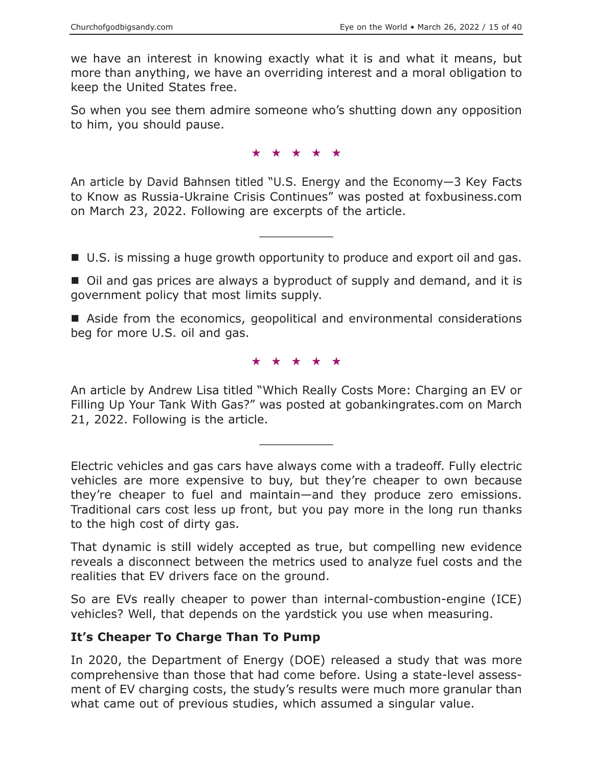we have an interest in knowing exactly what it is and what it means, but more than anything, we have an overriding interest and a moral obligation to keep the United States free.

So when you see them admire someone who's shutting down any opposition to him, you should pause.

★ ★ ★ ★ ★

An article by David Bahnsen titled "U.S. Energy and the Economy—3 Key Facts to Know as Russia-Ukraine Crisis Continues" was posted at foxbusiness.com on March 23, 2022. Following are excerpts of the article.

---

- U.S. is missing a huge growth opportunity to produce and export oil and gas.
- Oil and gas prices are always a byproduct of supply and demand, and it is government policy that most limits supply.
- Aside from the economics, geopolitical and environmental considerations beg for more U.S. oil and gas.

★ ★ ★ ★ ★

An article by Andrew Lisa titled "Which Really Costs More: Charging an EV or Filling Up Your Tank With Gas?" was posted at gobankingrates.com on March 21, 2022. Following is the article.

---

Electric vehicles and gas cars have always come with a tradeoff. Fully electric vehicles are more expensive to buy, but they're cheaper to own because they're cheaper to fuel and maintain—and they produce zero emissions. Traditional cars cost less up front, but you pay more in the long run thanks to the high cost of dirty gas.

That dynamic is still widely accepted as true, but compelling new evidence reveals a disconnect between the metrics used to analyze fuel costs and the realities that EV drivers face on the ground.

So are EVs really cheaper to power than internal-combustion-engine (ICE) vehicles? Well, that depends on the yardstick you use when measuring.

### It's Cheaper To Charge Than To Pump

In 2020, the Department of Energy (DOE) released a study that was more comprehensive than those that had come before. Using a state-level assessment of EV charging costs, the study's results were much more granular than what came out of previous studies, which assumed a singular value.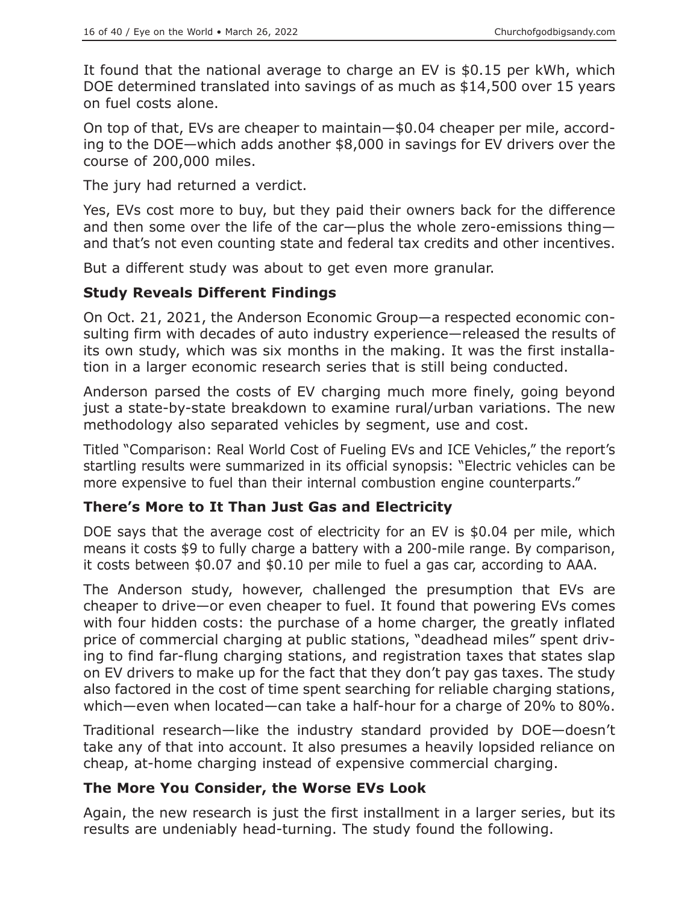It found that the national average to charge an EV is $0.15 per kWh, which DOE determined translated into savings of as much as $14,500 over 15 years on fuel costs alone.

On top of that, EVs are cheaper to maintain—$0.04 cheaper per mile, according to the DOE—which adds another $8,000 in savings for EV drivers over the course of 200,000 miles.

The jury had returned a verdict.

Yes, EVs cost more to buy, but they paid their owners back for the difference and then some over the life of the car—plus the whole zero-emissions thing—and that's not even counting state and federal tax credits and other incentives.

But a different study was about to get even more granular.

### Study Reveals Different Findings

On Oct. 21, 2021, the Anderson Economic Group—a respected economic consulting firm with decades of auto industry experience—released the results of its own study, which was six months in the making. It was the first installation in a larger economic research series that is still being conducted.

Anderson parsed the costs of EV charging much more finely, going beyond just a state-by-state breakdown to examine rural/urban variations. The new methodology also separated vehicles by segment, use and cost.

Titled "Comparison: Real World Cost of Fueling EVs and ICE Vehicles," the report's startling results were summarized in its official synopsis: "Electric vehicles can be more expensive to fuel than their internal combustion engine counterparts."

### There's More to It Than Just Gas and Electricity

DOE says that the average cost of electricity for an EV is $0.04 per mile, which means it costs $9 to fully charge a battery with a 200-mile range. By comparison, it costs between $0.07 and $0.10 per mile to fuel a gas car, according to AAA.

The Anderson study, however, challenged the presumption that EVs are cheaper to drive—or even cheaper to fuel. It found that powering EVs comes with four hidden costs: the purchase of a home charger, the greatly inflated price of commercial charging at public stations, "deadhead miles" spent driving to find far-flung charging stations, and registration taxes that states slap on EV drivers to make up for the fact that they don't pay gas taxes. The study also factored in the cost of time spent searching for reliable charging stations, which—even when located—can take a half-hour for a charge of 20% to 80%.

Traditional research—like the industry standard provided by DOE—doesn't take any of that into account. It also presumes a heavily lopsided reliance on cheap, at-home charging instead of expensive commercial charging.

### The More You Consider, the Worse EVs Look

Again, the new research is just the first installment in a larger series, but its results are undeniably head-turning. The study found the following.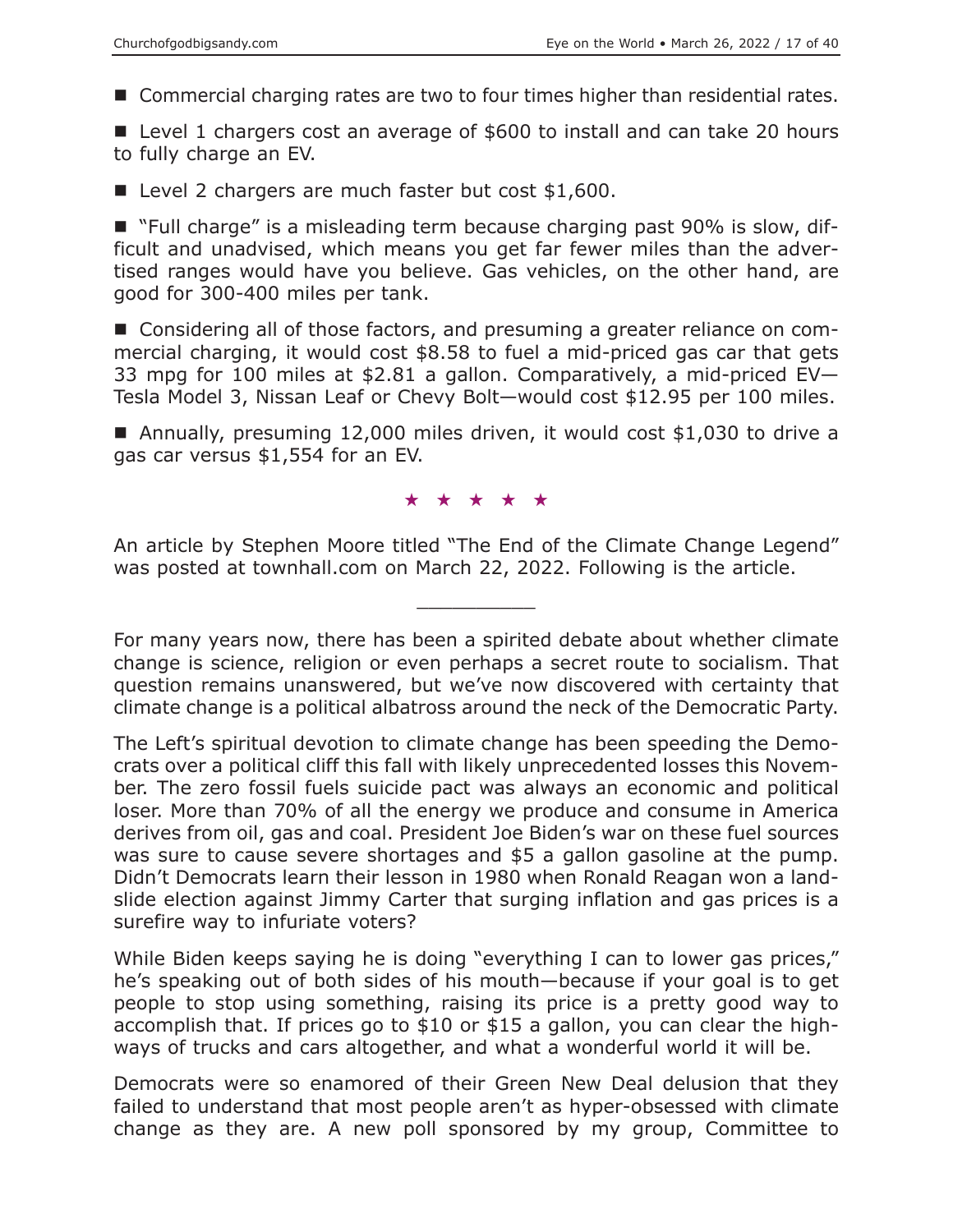- Commercial charging rates are two to four times higher than residential rates.

- Level 1 chargers cost an average of $600 to install and can take 20 hours to fully charge an EV.

- Level 2 chargers are much faster but cost $1,600.

- "Full charge" is a misleading term because charging past 90% is slow, difficult and unadvised, which means you get far fewer miles than the advertised ranges would have you believe. Gas vehicles, on the other hand, are good for 300-400 miles per tank.

- Considering all of those factors, and presuming a greater reliance on commercial charging, it would cost $8.58 to fuel a mid-priced gas car that gets 33 mpg for 100 miles at $2.81 a gallon. Comparatively, a mid-priced EV—Tesla Model 3, Nissan Leaf or Chevy Bolt—would cost $12.95 per 100 miles.

- Annually, presuming 12,000 miles driven, it would cost $1,030 to drive a gas car versus $1,554 for an EV.

★ ★ ★ ★ ★

An article by Stephen Moore titled "The End of the Climate Change Legend" was posted at townhall.com on March 22, 2022. Following is the article.

---

For many years now, there has been a spirited debate about whether climate change is science, religion or even perhaps a secret route to socialism. That question remains unanswered, but we've now discovered with certainty that climate change is a political albatross around the neck of the Democratic Party.

The Left's spiritual devotion to climate change has been speeding the Democrats over a political cliff this fall with likely unprecedented losses this November. The zero fossil fuels suicide pact was always an economic and political loser. More than 70% of all the energy we produce and consume in America derives from oil, gas and coal. President Joe Biden's war on these fuel sources was sure to cause severe shortages and $5 a gallon gasoline at the pump. Didn't Democrats learn their lesson in 1980 when Ronald Reagan won a landslide election against Jimmy Carter that surging inflation and gas prices is a surefire way to infuriate voters?

While Biden keeps saying he is doing "everything I can to lower gas prices," he's speaking out of both sides of his mouth—because if your goal is to get people to stop using something, raising its price is a pretty good way to accomplish that. If prices go to $10 or $15 a gallon, you can clear the highways of trucks and cars altogether, and what a wonderful world it will be.

Democrats were so enamored of their Green New Deal delusion that they failed to understand that most people aren't as hyper-obsessed with climate change as they are. A new poll sponsored by my group, Committee to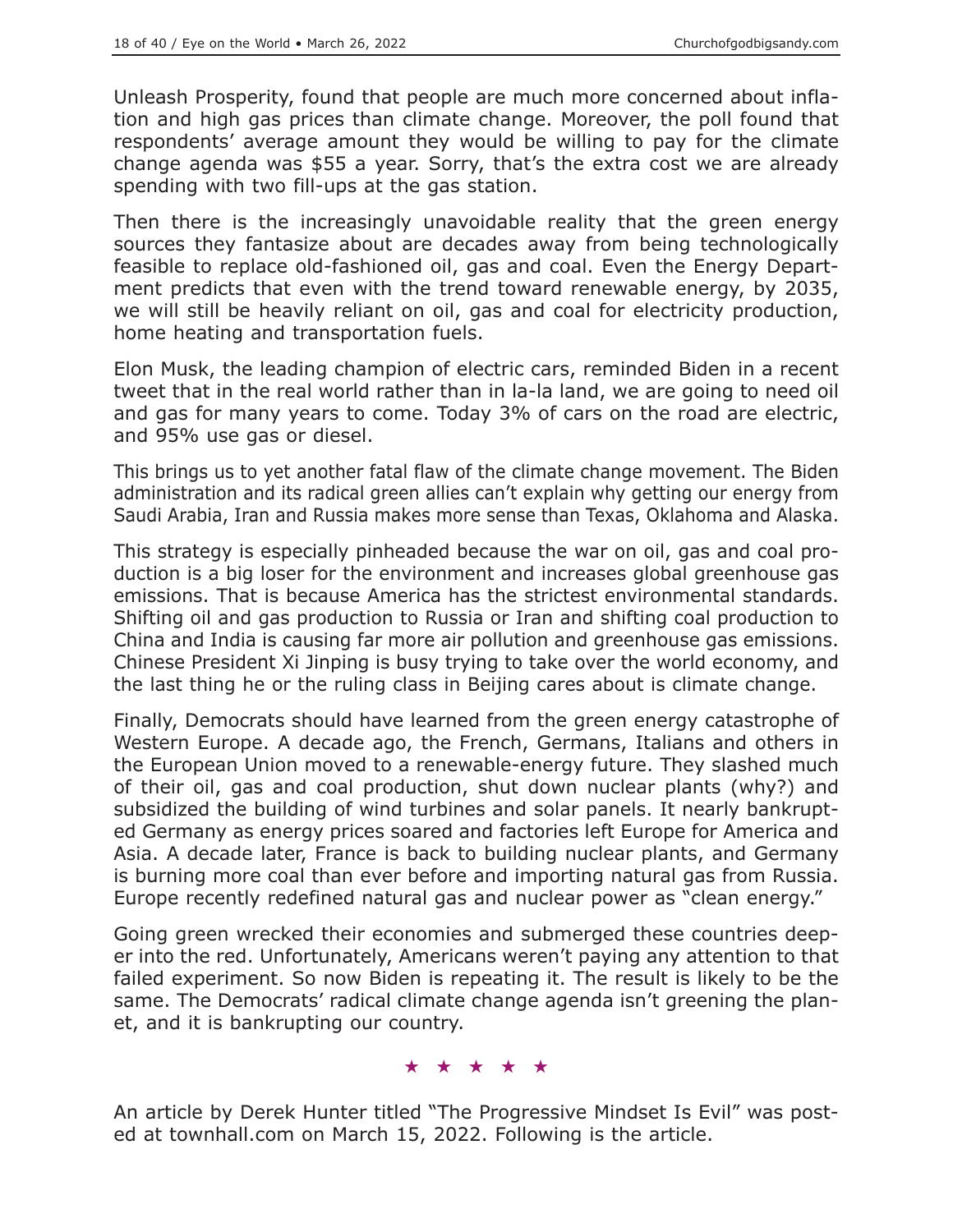Unleash Prosperity, found that people are much more concerned about inflation and high gas prices than climate change. Moreover, the poll found that respondents' average amount they would be willing to pay for the climate change agenda was $55 a year. Sorry, that's the extra cost we are already spending with two fill-ups at the gas station.

Then there is the increasingly unavoidable reality that the green energy sources they fantasize about are decades away from being technologically feasible to replace old-fashioned oil, gas and coal. Even the Energy Department predicts that even with the trend toward renewable energy, by 2035, we will still be heavily reliant on oil, gas and coal for electricity production, home heating and transportation fuels.

Elon Musk, the leading champion of electric cars, reminded Biden in a recent tweet that in the real world rather than in la-la land, we are going to need oil and gas for many years to come. Today 3% of cars on the road are electric, and 95% use gas or diesel.

This brings us to yet another fatal flaw of the climate change movement. The Biden administration and its radical green allies can't explain why getting our energy from Saudi Arabia, Iran and Russia makes more sense than Texas, Oklahoma and Alaska.

This strategy is especially pinheaded because the war on oil, gas and coal production is a big loser for the environment and increases global greenhouse gas emissions. That is because America has the strictest environmental standards. Shifting oil and gas production to Russia or Iran and shifting coal production to China and India is causing far more air pollution and greenhouse gas emissions. Chinese President Xi Jinping is busy trying to take over the world economy, and the last thing he or the ruling class in Beijing cares about is climate change.

Finally, Democrats should have learned from the green energy catastrophe of Western Europe. A decade ago, the French, Germans, Italians and others in the European Union moved to a renewable-energy future. They slashed much of their oil, gas and coal production, shut down nuclear plants (why?) and subsidized the building of wind turbines and solar panels. It nearly bankrupted Germany as energy prices soared and factories left Europe for America and Asia. A decade later, France is back to building nuclear plants, and Germany is burning more coal than ever before and importing natural gas from Russia. Europe recently redefined natural gas and nuclear power as "clean energy."

Going green wrecked their economies and submerged these countries deeper into the red. Unfortunately, Americans weren't paying any attention to that failed experiment. So now Biden is repeating it. The result is likely to be the same. The Democrats' radical climate change agenda isn't greening the planet, and it is bankrupting our country.

★ ★ ★ ★ ★

An article by Derek Hunter titled "The Progressive Mindset Is Evil" was posted at townhall.com on March 15, 2022. Following is the article.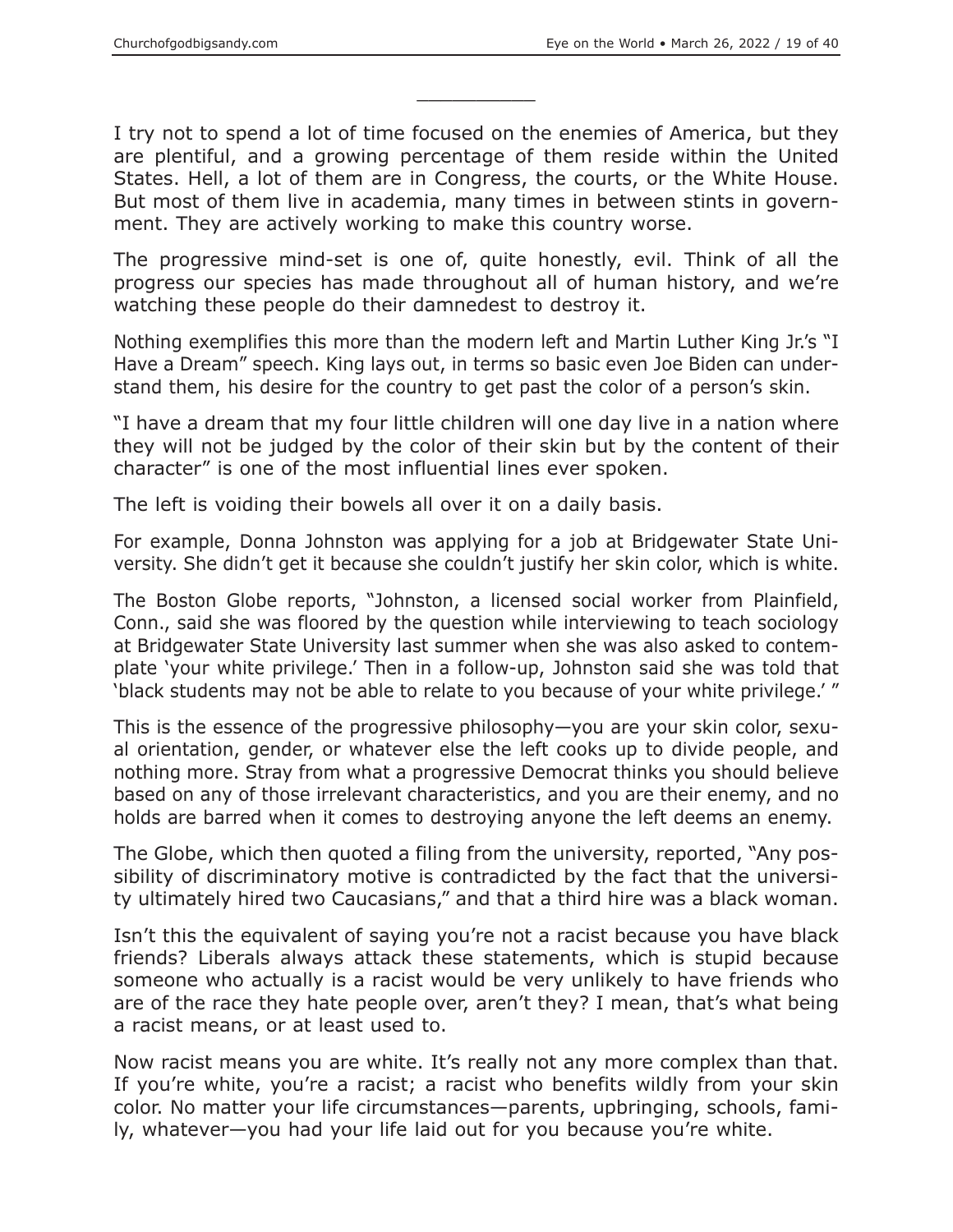___________

I try not to spend a lot of time focused on the enemies of America, but they are plentiful, and a growing percentage of them reside within the United States. Hell, a lot of them are in Congress, the courts, or the White House. But most of them live in academia, many times in between stints in government. They are actively working to make this country worse.

The progressive mind-set is one of, quite honestly, evil. Think of all the progress our species has made throughout all of human history, and we're watching these people do their damnedest to destroy it.

Nothing exemplifies this more than the modern left and Martin Luther King Jr.'s "I Have a Dream" speech. King lays out, in terms so basic even Joe Biden can understand them, his desire for the country to get past the color of a person's skin.

"I have a dream that my four little children will one day live in a nation where they will not be judged by the color of their skin but by the content of their character" is one of the most influential lines ever spoken.

The left is voiding their bowels all over it on a daily basis.

For example, Donna Johnston was applying for a job at Bridgewater State University. She didn't get it because she couldn't justify her skin color, which is white.

The Boston Globe reports, "Johnston, a licensed social worker from Plainfield, Conn., said she was floored by the question while interviewing to teach sociology at Bridgewater State University last summer when she was also asked to contemplate 'your white privilege.' Then in a follow-up, Johnston said she was told that 'black students may not be able to relate to you because of your white privilege.' "

This is the essence of the progressive philosophy—you are your skin color, sexual orientation, gender, or whatever else the left cooks up to divide people, and nothing more. Stray from what a progressive Democrat thinks you should believe based on any of those irrelevant characteristics, and you are their enemy, and no holds are barred when it comes to destroying anyone the left deems an enemy.

The Globe, which then quoted a filing from the university, reported, "Any possibility of discriminatory motive is contradicted by the fact that the university ultimately hired two Caucasians," and that a third hire was a black woman.

Isn't this the equivalent of saying you're not a racist because you have black friends? Liberals always attack these statements, which is stupid because someone who actually is a racist would be very unlikely to have friends who are of the race they hate people over, aren't they? I mean, that's what being a racist means, or at least used to.

Now racist means you are white. It's really not any more complex than that. If you're white, you're a racist; a racist who benefits wildly from your skin color. No matter your life circumstances—parents, upbringing, schools, family, whatever—you had your life laid out for you because you're white.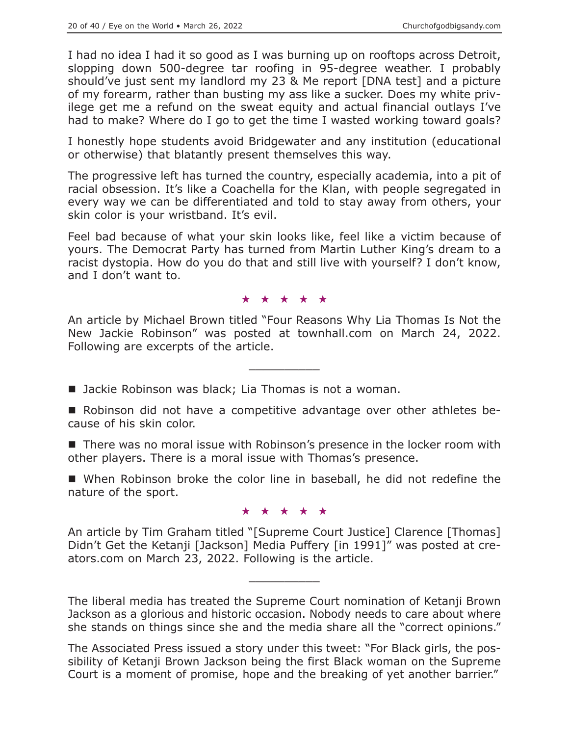I had no idea I had it so good as I was burning up on rooftops across Detroit, slopping down 500-degree tar roofing in 95-degree weather. I probably should've just sent my landlord my 23 & Me report [DNA test] and a picture of my forearm, rather than busting my ass like a sucker. Does my white privilege get me a refund on the sweat equity and actual financial outlays I've had to make? Where do I go to get the time I wasted working toward goals?

I honestly hope students avoid Bridgewater and any institution (educational or otherwise) that blatantly present themselves this way.

The progressive left has turned the country, especially academia, into a pit of racial obsession. It's like a Coachella for the Klan, with people segregated in every way we can be differentiated and told to stay away from others, your skin color is your wristband. It's evil.

Feel bad because of what your skin looks like, feel like a victim because of yours. The Democrat Party has turned from Martin Luther King's dream to a racist dystopia. How do you do that and still live with yourself? I don't know, and I don't want to.

★ ★ ★ ★ ★

An article by Michael Brown titled "Four Reasons Why Lia Thomas Is Not the New Jackie Robinson" was posted at townhall.com on March 24, 2022. Following are excerpts of the article.

---

- Jackie Robinson was black; Lia Thomas is not a woman.
- Robinson did not have a competitive advantage over other athletes because of his skin color.
- There was no moral issue with Robinson's presence in the locker room with other players. There is a moral issue with Thomas's presence.
- When Robinson broke the color line in baseball, he did not redefine the nature of the sport.

★ ★ ★ ★ ★

An article by Tim Graham titled "[Supreme Court Justice] Clarence [Thomas] Didn't Get the Ketanji [Jackson] Media Puffery [in 1991]" was posted at creators.com on March 23, 2022. Following is the article.

---

The liberal media has treated the Supreme Court nomination of Ketanji Brown Jackson as a glorious and historic occasion. Nobody needs to care about where she stands on things since she and the media share all the "correct opinions."

The Associated Press issued a story under this tweet: "For Black girls, the possibility of Ketanji Brown Jackson being the first Black woman on the Supreme Court is a moment of promise, hope and the breaking of yet another barrier."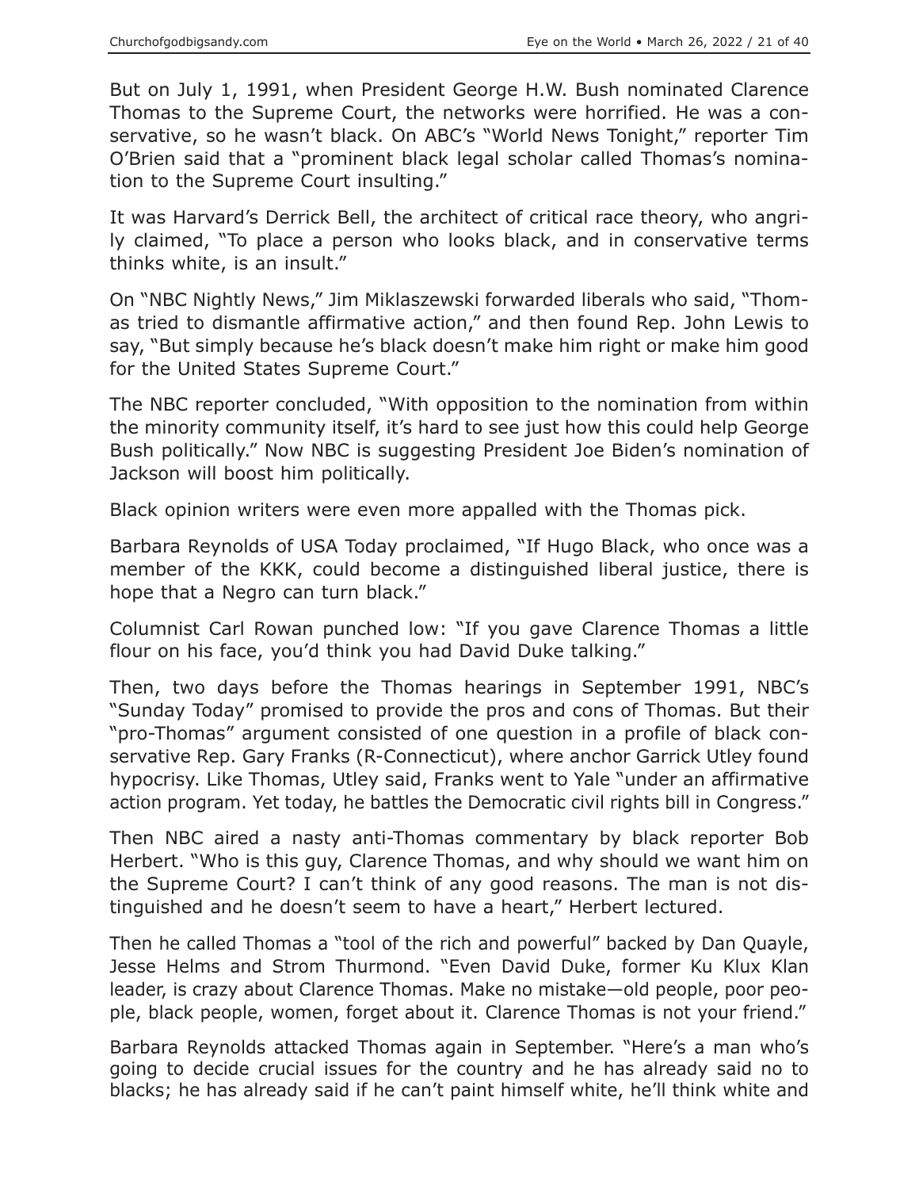But on July 1, 1991, when President George H.W. Bush nominated Clarence Thomas to the Supreme Court, the networks were horrified. He was a conservative, so he wasn't black. On ABC's "World News Tonight," reporter Tim O'Brien said that a "prominent black legal scholar called Thomas's nomination to the Supreme Court insulting."

It was Harvard's Derrick Bell, the architect of critical race theory, who angrily claimed, "To place a person who looks black, and in conservative terms thinks white, is an insult."

On "NBC Nightly News," Jim Miklaszewski forwarded liberals who said, "Thomas tried to dismantle affirmative action," and then found Rep. John Lewis to say, "But simply because he's black doesn't make him right or make him good for the United States Supreme Court."

The NBC reporter concluded, "With opposition to the nomination from within the minority community itself, it's hard to see just how this could help George Bush politically." Now NBC is suggesting President Joe Biden's nomination of Jackson will boost him politically.

Black opinion writers were even more appalled with the Thomas pick.

Barbara Reynolds of USA Today proclaimed, "If Hugo Black, who once was a member of the KKK, could become a distinguished liberal justice, there is hope that a Negro can turn black."

Columnist Carl Rowan punched low: "If you gave Clarence Thomas a little flour on his face, you'd think you had David Duke talking."

Then, two days before the Thomas hearings in September 1991, NBC's "Sunday Today" promised to provide the pros and cons of Thomas. But their "pro-Thomas" argument consisted of one question in a profile of black conservative Rep. Gary Franks (R-Connecticut), where anchor Garrick Utley found hypocrisy. Like Thomas, Utley said, Franks went to Yale "under an affirmative action program. Yet today, he battles the Democratic civil rights bill in Congress."

Then NBC aired a nasty anti-Thomas commentary by black reporter Bob Herbert. "Who is this guy, Clarence Thomas, and why should we want him on the Supreme Court? I can't think of any good reasons. The man is not distinguished and he doesn't seem to have a heart," Herbert lectured.

Then he called Thomas a "tool of the rich and powerful" backed by Dan Quayle, Jesse Helms and Strom Thurmond. "Even David Duke, former Ku Klux Klan leader, is crazy about Clarence Thomas. Make no mistake—old people, poor people, black people, women, forget about it. Clarence Thomas is not your friend."

Barbara Reynolds attacked Thomas again in September. "Here's a man who's going to decide crucial issues for the country and he has already said no to blacks; he has already said if he can't paint himself white, he'll think white and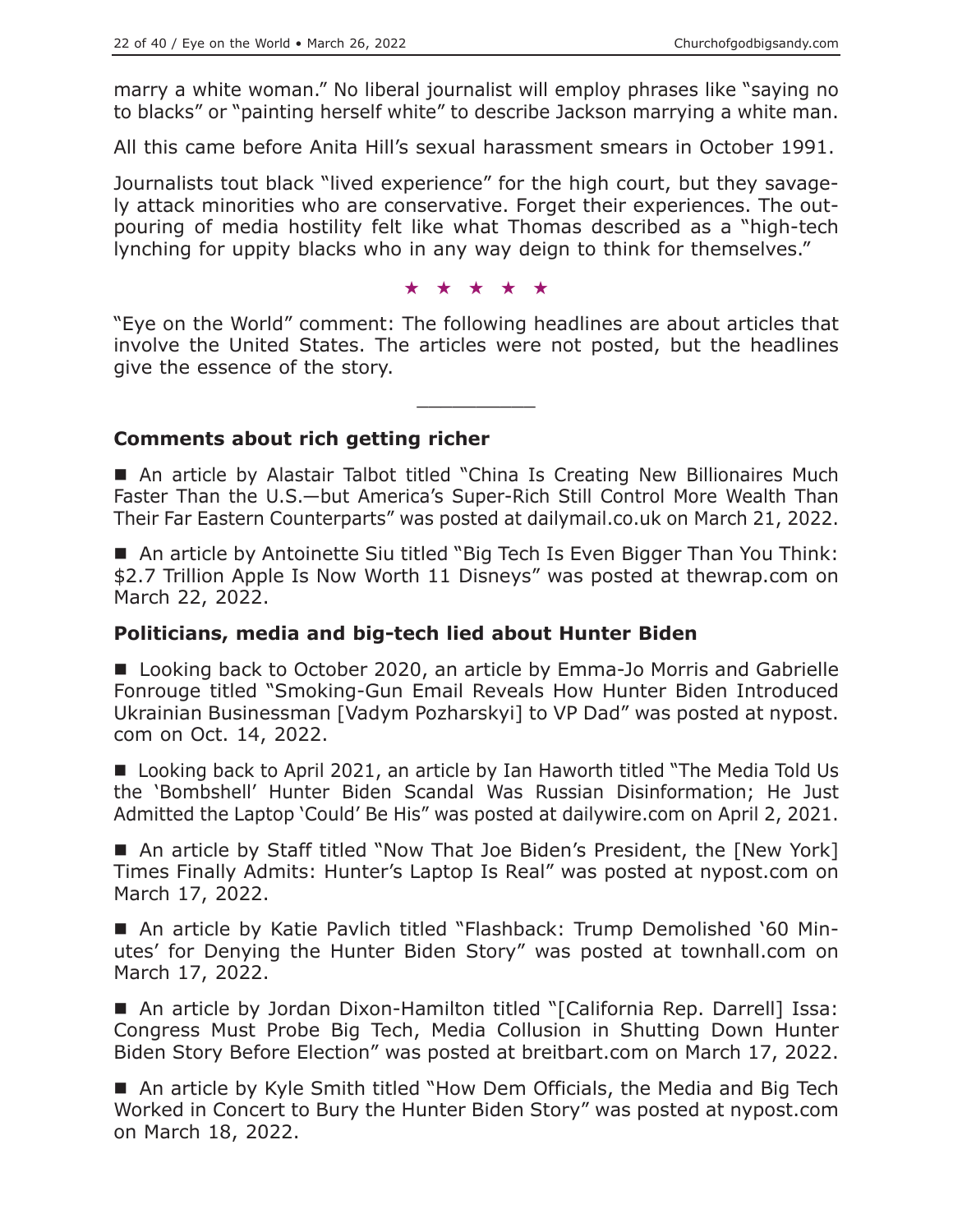marry a white woman." No liberal journalist will employ phrases like "saying no to blacks" or "painting herself white" to describe Jackson marrying a white man.

All this came before Anita Hill's sexual harassment smears in October 1991.

Journalists tout black "lived experience" for the high court, but they savagely attack minorities who are conservative. Forget their experiences. The outpouring of media hostility felt like what Thomas described as a "high-tech lynching for uppity blacks who in any way deign to think for themselves."

★ ★ ★ ★ ★

"Eye on the World" comment: The following headlines are about articles that involve the United States. The articles were not posted, but the headlines give the essence of the story.

---

### Comments about rich getting richer

■ An article by Alastair Talbot titled "China Is Creating New Billionaires Much Faster Than the U.S.—but America's Super-Rich Still Control More Wealth Than Their Far Eastern Counterparts" was posted at dailymail.co.uk on March 21, 2022.

■ An article by Antoinette Siu titled "Big Tech Is Even Bigger Than You Think: $2.7 Trillion Apple Is Now Worth 11 Disneys" was posted at thewrap.com on March 22, 2022.

### Politicians, media and big-tech lied about Hunter Biden

■ Looking back to October 2020, an article by Emma-Jo Morris and Gabrielle Fonrouge titled "Smoking-Gun Email Reveals How Hunter Biden Introduced Ukrainian Businessman [Vadym Pozharskyi] to VP Dad" was posted at nypost.com on Oct. 14, 2022.

■ Looking back to April 2021, an article by Ian Haworth titled "The Media Told Us the 'Bombshell' Hunter Biden Scandal Was Russian Disinformation; He Just Admitted the Laptop 'Could' Be His" was posted at dailywire.com on April 2, 2021.

■ An article by Staff titled "Now That Joe Biden's President, the [New York] Times Finally Admits: Hunter's Laptop Is Real" was posted at nypost.com on March 17, 2022.

■ An article by Katie Pavlich titled "Flashback: Trump Demolished '60 Minutes' for Denying the Hunter Biden Story" was posted at townhall.com on March 17, 2022.

■ An article by Jordan Dixon-Hamilton titled "[California Rep. Darrell] Issa: Congress Must Probe Big Tech, Media Collusion in Shutting Down Hunter Biden Story Before Election" was posted at breitbart.com on March 17, 2022.

■ An article by Kyle Smith titled "How Dem Officials, the Media and Big Tech Worked in Concert to Bury the Hunter Biden Story" was posted at nypost.com on March 18, 2022.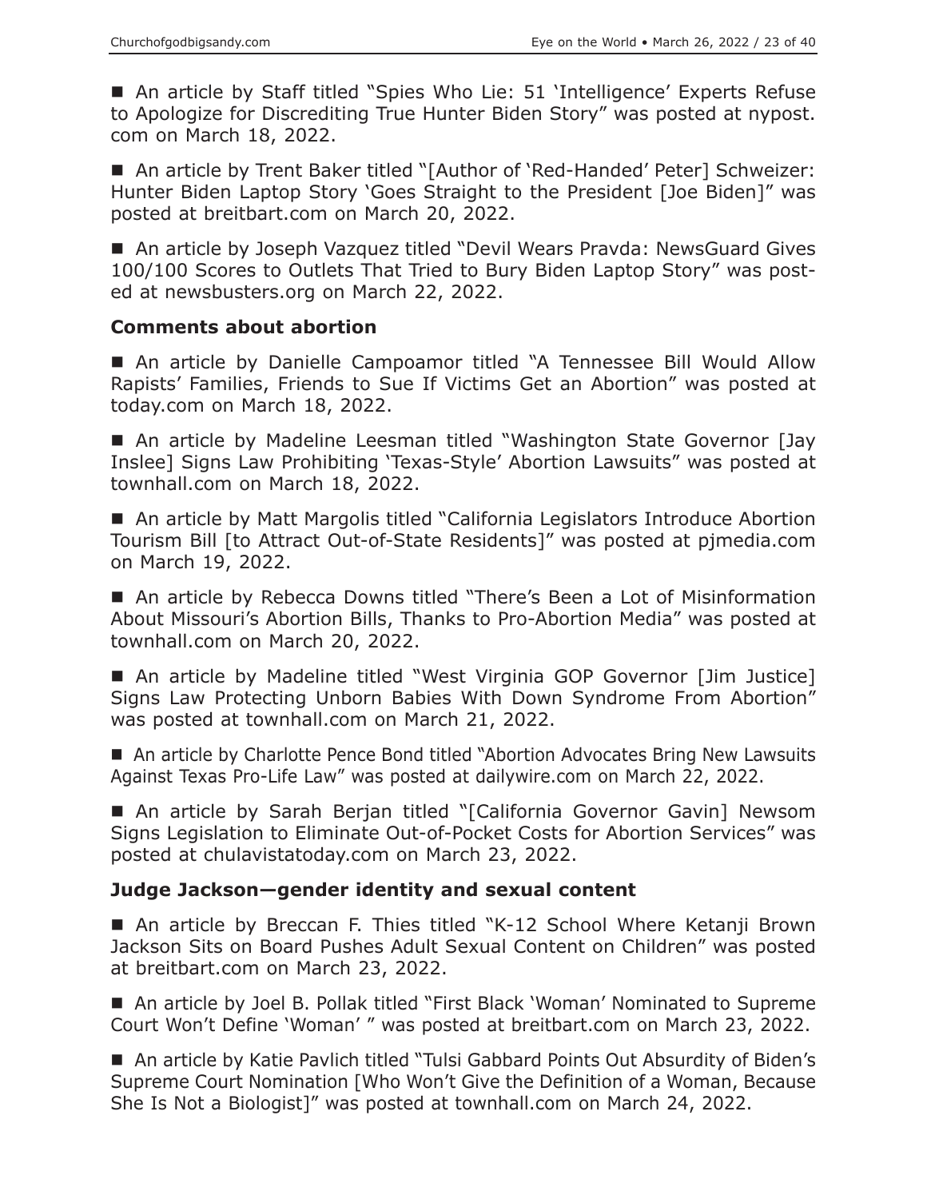■ An article by Staff titled "Spies Who Lie: 51 'Intelligence' Experts Refuse to Apologize for Discrediting True Hunter Biden Story" was posted at nypost.com on March 18, 2022.

■ An article by Trent Baker titled "[Author of 'Red-Handed' Peter] Schweizer: Hunter Biden Laptop Story 'Goes Straight to the President [Joe Biden]" was posted at breitbart.com on March 20, 2022.

■ An article by Joseph Vazquez titled "Devil Wears Pravda: NewsGuard Gives 100/100 Scores to Outlets That Tried to Bury Biden Laptop Story" was posted at newsbusters.org on March 22, 2022.

### Comments about abortion

■ An article by Danielle Campoamor titled "A Tennessee Bill Would Allow Rapists' Families, Friends to Sue If Victims Get an Abortion" was posted at today.com on March 18, 2022.

■ An article by Madeline Leesman titled "Washington State Governor [Jay Inslee] Signs Law Prohibiting 'Texas-Style' Abortion Lawsuits" was posted at townhall.com on March 18, 2022.

■ An article by Matt Margolis titled "California Legislators Introduce Abortion Tourism Bill [to Attract Out-of-State Residents]" was posted at pjmedia.com on March 19, 2022.

■ An article by Rebecca Downs titled "There's Been a Lot of Misinformation About Missouri's Abortion Bills, Thanks to Pro-Abortion Media" was posted at townhall.com on March 20, 2022.

■ An article by Madeline titled "West Virginia GOP Governor [Jim Justice] Signs Law Protecting Unborn Babies With Down Syndrome From Abortion" was posted at townhall.com on March 21, 2022.

■ An article by Charlotte Pence Bond titled "Abortion Advocates Bring New Lawsuits Against Texas Pro-Life Law" was posted at dailywire.com on March 22, 2022.

■ An article by Sarah Berjan titled "[California Governor Gavin] Newsom Signs Legislation to Eliminate Out-of-Pocket Costs for Abortion Services" was posted at chulavistatoday.com on March 23, 2022.

### Judge Jackson—gender identity and sexual content

■ An article by Breccan F. Thies titled "K-12 School Where Ketanji Brown Jackson Sits on Board Pushes Adult Sexual Content on Children" was posted at breitbart.com on March 23, 2022.

■ An article by Joel B. Pollak titled "First Black 'Woman' Nominated to Supreme Court Won't Define 'Woman' " was posted at breitbart.com on March 23, 2022.

■ An article by Katie Pavlich titled "Tulsi Gabbard Points Out Absurdity of Biden's Supreme Court Nomination [Who Won't Give the Definition of a Woman, Because She Is Not a Biologist]" was posted at townhall.com on March 24, 2022.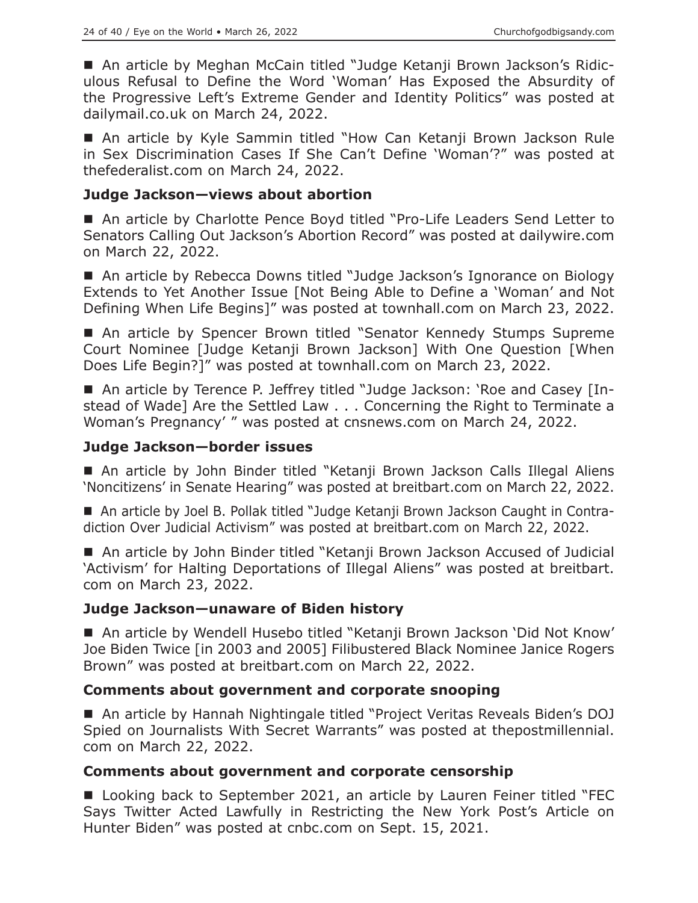■ An article by Meghan McCain titled "Judge Ketanji Brown Jackson's Ridiculous Refusal to Define the Word 'Woman' Has Exposed the Absurdity of the Progressive Left's Extreme Gender and Identity Politics" was posted at dailymail.co.uk on March 24, 2022.

■ An article by Kyle Sammin titled "How Can Ketanji Brown Jackson Rule in Sex Discrimination Cases If She Can't Define 'Woman'?" was posted at thefederalist.com on March 24, 2022.

### Judge Jackson—views about abortion

■ An article by Charlotte Pence Boyd titled "Pro-Life Leaders Send Letter to Senators Calling Out Jackson's Abortion Record" was posted at dailywire.com on March 22, 2022.

■ An article by Rebecca Downs titled "Judge Jackson's Ignorance on Biology Extends to Yet Another Issue [Not Being Able to Define a 'Woman' and Not Defining When Life Begins]" was posted at townhall.com on March 23, 2022.

■ An article by Spencer Brown titled "Senator Kennedy Stumps Supreme Court Nominee [Judge Ketanji Brown Jackson] With One Question [When Does Life Begin?]" was posted at townhall.com on March 23, 2022.

■ An article by Terence P. Jeffrey titled "Judge Jackson: 'Roe and Casey [Instead of Wade] Are the Settled Law . . . Concerning the Right to Terminate a Woman's Pregnancy' " was posted at cnsnews.com on March 24, 2022.

### Judge Jackson—border issues

■ An article by John Binder titled "Ketanji Brown Jackson Calls Illegal Aliens 'Noncitizens' in Senate Hearing" was posted at breitbart.com on March 22, 2022.

■ An article by Joel B. Pollak titled "Judge Ketanji Brown Jackson Caught in Contradiction Over Judicial Activism" was posted at breitbart.com on March 22, 2022.

■ An article by John Binder titled "Ketanji Brown Jackson Accused of Judicial 'Activism' for Halting Deportations of Illegal Aliens" was posted at breitbart.com on March 23, 2022.

### Judge Jackson—unaware of Biden history

■ An article by Wendell Husebo titled "Ketanji Brown Jackson 'Did Not Know' Joe Biden Twice [in 2003 and 2005] Filibustered Black Nominee Janice Rogers Brown" was posted at breitbart.com on March 22, 2022.

### Comments about government and corporate snooping

■ An article by Hannah Nightingale titled "Project Veritas Reveals Biden's DOJ Spied on Journalists With Secret Warrants" was posted at thepostmillennial.com on March 22, 2022.

### Comments about government and corporate censorship

■ Looking back to September 2021, an article by Lauren Feiner titled "FEC Says Twitter Acted Lawfully in Restricting the New York Post's Article on Hunter Biden" was posted at cnbc.com on Sept. 15, 2021.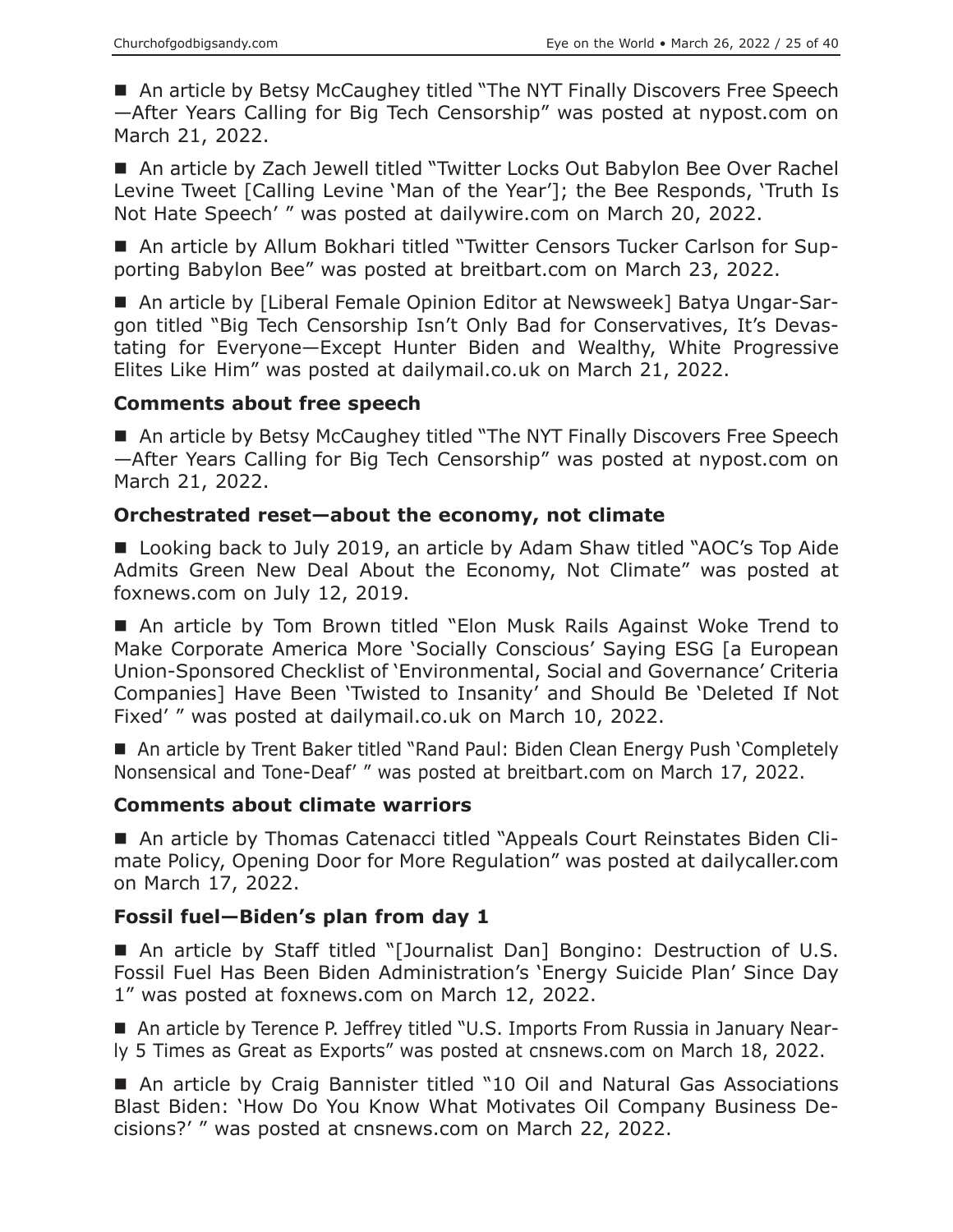■ An article by Betsy McCaughey titled "The NYT Finally Discovers Free Speech—After Years Calling for Big Tech Censorship" was posted at nypost.com on March 21, 2022.

■ An article by Zach Jewell titled "Twitter Locks Out Babylon Bee Over Rachel Levine Tweet [Calling Levine 'Man of the Year']; the Bee Responds, 'Truth Is Not Hate Speech' " was posted at dailywire.com on March 20, 2022.

■ An article by Allum Bokhari titled "Twitter Censors Tucker Carlson for Supporting Babylon Bee" was posted at breitbart.com on March 23, 2022.

■ An article by [Liberal Female Opinion Editor at Newsweek] Batya Ungar-Sargon titled "Big Tech Censorship Isn't Only Bad for Conservatives, It's Devastating for Everyone—Except Hunter Biden and Wealthy, White Progressive Elites Like Him" was posted at dailymail.co.uk on March 21, 2022.

### Comments about free speech

■ An article by Betsy McCaughey titled "The NYT Finally Discovers Free Speech—After Years Calling for Big Tech Censorship" was posted at nypost.com on March 21, 2022.

### Orchestrated reset—about the economy, not climate

■ Looking back to July 2019, an article by Adam Shaw titled "AOC's Top Aide Admits Green New Deal About the Economy, Not Climate" was posted at foxnews.com on July 12, 2019.

■ An article by Tom Brown titled "Elon Musk Rails Against Woke Trend to Make Corporate America More 'Socially Conscious' Saying ESG [a European Union-Sponsored Checklist of 'Environmental, Social and Governance' Criteria Companies] Have Been 'Twisted to Insanity' and Should Be 'Deleted If Not Fixed' " was posted at dailymail.co.uk on March 10, 2022.

■ An article by Trent Baker titled "Rand Paul: Biden Clean Energy Push 'Completely Nonsensical and Tone-Deaf' " was posted at breitbart.com on March 17, 2022.

### Comments about climate warriors

■ An article by Thomas Catenacci titled "Appeals Court Reinstates Biden Climate Policy, Opening Door for More Regulation" was posted at dailycaller.com on March 17, 2022.

### Fossil fuel—Biden's plan from day 1

■ An article by Staff titled "[Journalist Dan] Bongino: Destruction of U.S. Fossil Fuel Has Been Biden Administration's 'Energy Suicide Plan' Since Day 1" was posted at foxnews.com on March 12, 2022.

■ An article by Terence P. Jeffrey titled "U.S. Imports From Russia in January Nearly 5 Times as Great as Exports" was posted at cnsnews.com on March 18, 2022.

■ An article by Craig Bannister titled "10 Oil and Natural Gas Associations Blast Biden: 'How Do You Know What Motivates Oil Company Business Decisions?' " was posted at cnsnews.com on March 22, 2022.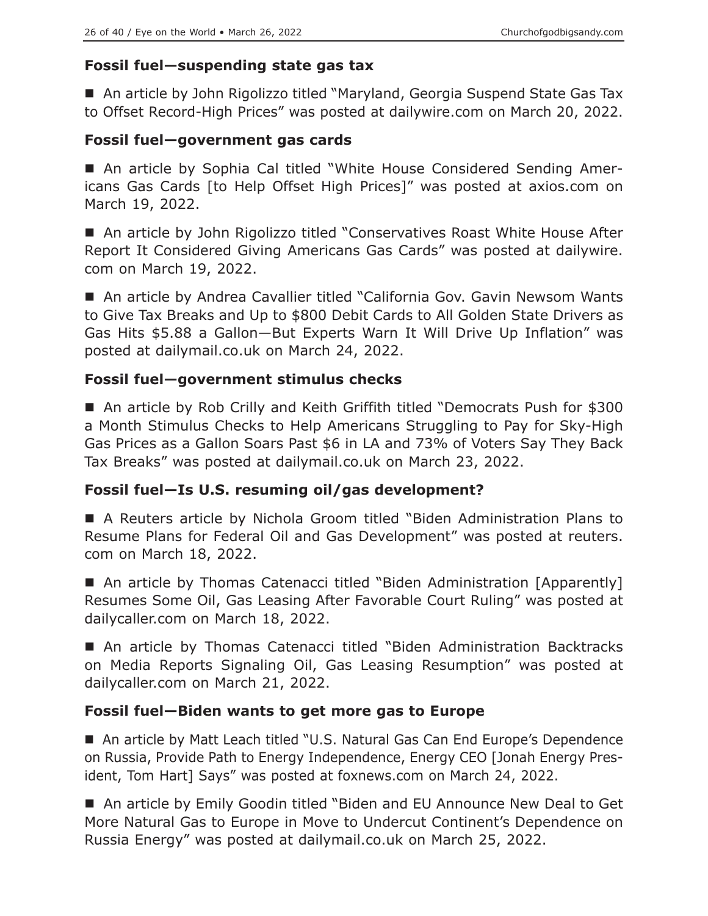### Fossil fuel—suspending state gas tax

■ An article by John Rigolizzo titled "Maryland, Georgia Suspend State Gas Tax to Offset Record-High Prices" was posted at dailywire.com on March 20, 2022.

### Fossil fuel—government gas cards

■ An article by Sophia Cal titled "White House Considered Sending Americans Gas Cards [to Help Offset High Prices]" was posted at axios.com on March 19, 2022.

■ An article by John Rigolizzo titled "Conservatives Roast White House After Report It Considered Giving Americans Gas Cards" was posted at dailywire.com on March 19, 2022.

■ An article by Andrea Cavallier titled "California Gov. Gavin Newsom Wants to Give Tax Breaks and Up to $800 Debit Cards to All Golden State Drivers as Gas Hits $5.88 a Gallon—But Experts Warn It Will Drive Up Inflation" was posted at dailymail.co.uk on March 24, 2022.

### Fossil fuel—government stimulus checks

■ An article by Rob Crilly and Keith Griffith titled "Democrats Push for $300 a Month Stimulus Checks to Help Americans Struggling to Pay for Sky-High Gas Prices as a Gallon Soars Past $6 in LA and 73% of Voters Say They Back Tax Breaks" was posted at dailymail.co.uk on March 23, 2022.

### Fossil fuel—Is U.S. resuming oil/gas development?

■ A Reuters article by Nichola Groom titled "Biden Administration Plans to Resume Plans for Federal Oil and Gas Development" was posted at reuters.com on March 18, 2022.

■ An article by Thomas Catenacci titled "Biden Administration [Apparently] Resumes Some Oil, Gas Leasing After Favorable Court Ruling" was posted at dailycaller.com on March 18, 2022.

■ An article by Thomas Catenacci titled "Biden Administration Backtracks on Media Reports Signaling Oil, Gas Leasing Resumption" was posted at dailycaller.com on March 21, 2022.

### Fossil fuel—Biden wants to get more gas to Europe

■ An article by Matt Leach titled "U.S. Natural Gas Can End Europe's Dependence on Russia, Provide Path to Energy Independence, Energy CEO [Jonah Energy President, Tom Hart] Says" was posted at foxnews.com on March 24, 2022.

■ An article by Emily Goodin titled "Biden and EU Announce New Deal to Get More Natural Gas to Europe in Move to Undercut Continent's Dependence on Russia Energy" was posted at dailymail.co.uk on March 25, 2022.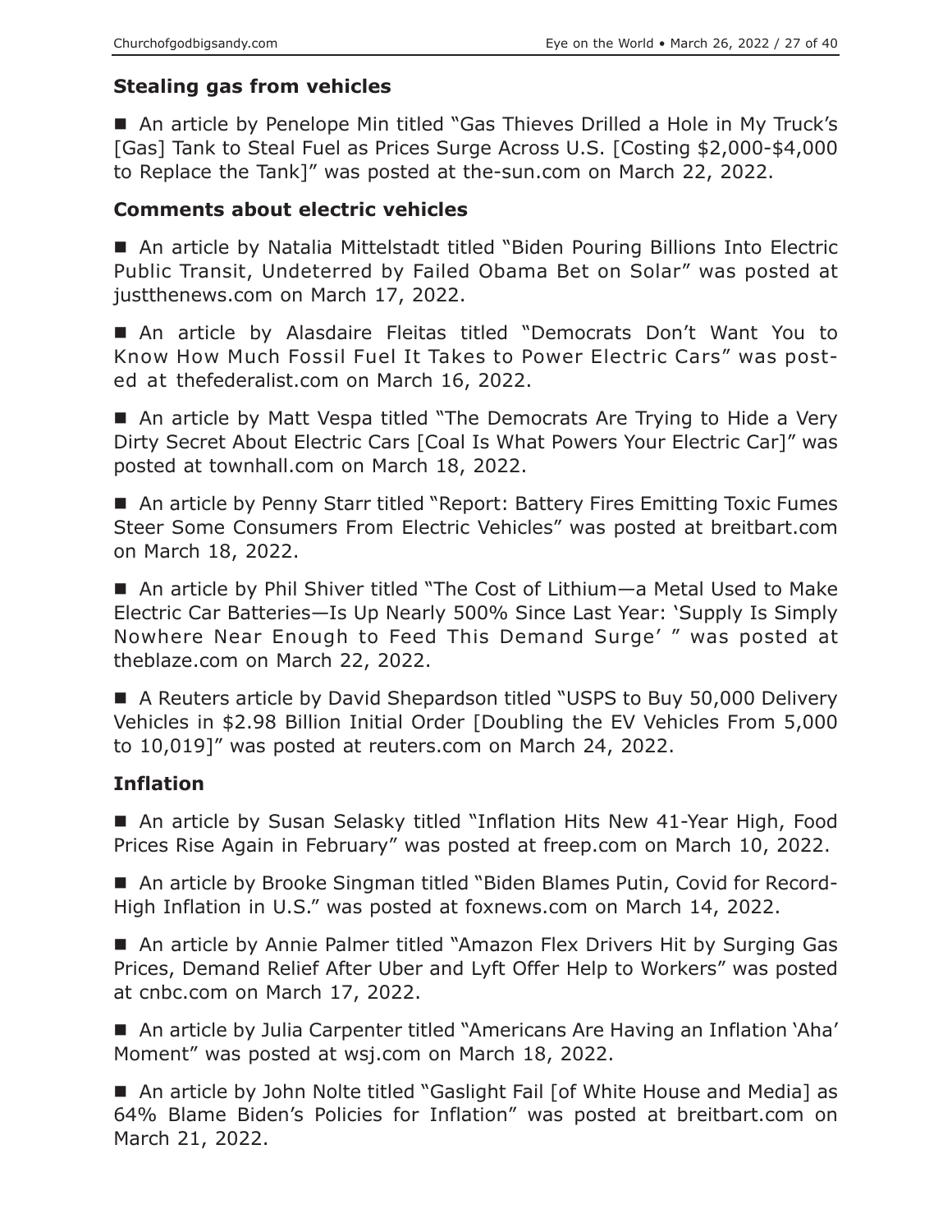### Stealing gas from vehicles

■ An article by Penelope Min titled "Gas Thieves Drilled a Hole in My Truck's [Gas] Tank to Steal Fuel as Prices Surge Across U.S. [Costing $2,000-$4,000 to Replace the Tank]" was posted at the-sun.com on March 22, 2022.

### Comments about electric vehicles

■ An article by Natalia Mittelstadt titled "Biden Pouring Billions Into Electric Public Transit, Undeterred by Failed Obama Bet on Solar" was posted at justthenews.com on March 17, 2022.

■ An article by Alasdaire Fleitas titled "Democrats Don't Want You to Know How Much Fossil Fuel It Takes to Power Electric Cars" was posted at thefederalist.com on March 16, 2022.

■ An article by Matt Vespa titled "The Democrats Are Trying to Hide a Very Dirty Secret About Electric Cars [Coal Is What Powers Your Electric Car]" was posted at townhall.com on March 18, 2022.

■ An article by Penny Starr titled "Report: Battery Fires Emitting Toxic Fumes Steer Some Consumers From Electric Vehicles" was posted at breitbart.com on March 18, 2022.

■ An article by Phil Shiver titled "The Cost of Lithium—a Metal Used to Make Electric Car Batteries—Is Up Nearly 500% Since Last Year: 'Supply Is Simply Nowhere Near Enough to Feed This Demand Surge' " was posted at theblaze.com on March 22, 2022.

■ A Reuters article by David Shepardson titled "USPS to Buy 50,000 Delivery Vehicles in $2.98 Billion Initial Order [Doubling the EV Vehicles From 5,000 to 10,019]" was posted at reuters.com on March 24, 2022.

### Inflation

■ An article by Susan Selasky titled "Inflation Hits New 41-Year High, Food Prices Rise Again in February" was posted at freep.com on March 10, 2022.

■ An article by Brooke Singman titled "Biden Blames Putin, Covid for Record-High Inflation in U.S." was posted at foxnews.com on March 14, 2022.

■ An article by Annie Palmer titled "Amazon Flex Drivers Hit by Surging Gas Prices, Demand Relief After Uber and Lyft Offer Help to Workers" was posted at cnbc.com on March 17, 2022.

■ An article by Julia Carpenter titled "Americans Are Having an Inflation 'Aha' Moment" was posted at wsj.com on March 18, 2022.

■ An article by John Nolte titled "Gaslight Fail [of White House and Media] as 64% Blame Biden's Policies for Inflation" was posted at breitbart.com on March 21, 2022.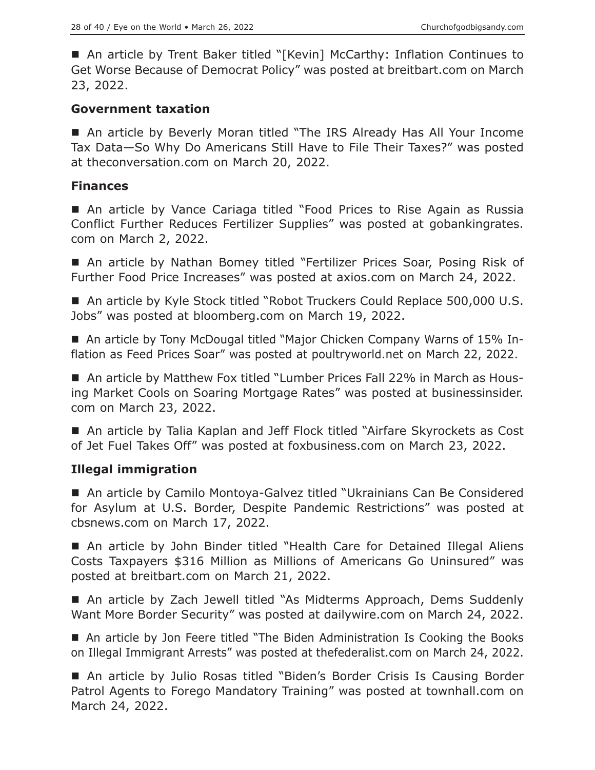■ An article by Trent Baker titled "[Kevin] McCarthy: Inflation Continues to Get Worse Because of Democrat Policy" was posted at breitbart.com on March 23, 2022.

### Government taxation

■ An article by Beverly Moran titled "The IRS Already Has All Your Income Tax Data—So Why Do Americans Still Have to File Their Taxes?" was posted at theconversation.com on March 20, 2022.

### Finances

■ An article by Vance Cariaga titled "Food Prices to Rise Again as Russia Conflict Further Reduces Fertilizer Supplies" was posted at gobankingrates.com on March 2, 2022.

■ An article by Nathan Bomey titled "Fertilizer Prices Soar, Posing Risk of Further Food Price Increases" was posted at axios.com on March 24, 2022.

■ An article by Kyle Stock titled "Robot Truckers Could Replace 500,000 U.S. Jobs" was posted at bloomberg.com on March 19, 2022.

■ An article by Tony McDougal titled "Major Chicken Company Warns of 15% Inflation as Feed Prices Soar" was posted at poultryworld.net on March 22, 2022.

■ An article by Matthew Fox titled "Lumber Prices Fall 22% in March as Housing Market Cools on Soaring Mortgage Rates" was posted at businessinsider.com on March 23, 2022.

■ An article by Talia Kaplan and Jeff Flock titled "Airfare Skyrockets as Cost of Jet Fuel Takes Off" was posted at foxbusiness.com on March 23, 2022.

### Illegal immigration

■ An article by Camilo Montoya-Galvez titled "Ukrainians Can Be Considered for Asylum at U.S. Border, Despite Pandemic Restrictions" was posted at cbsnews.com on March 17, 2022.

■ An article by John Binder titled "Health Care for Detained Illegal Aliens Costs Taxpayers $316 Million as Millions of Americans Go Uninsured" was posted at breitbart.com on March 21, 2022.

■ An article by Zach Jewell titled "As Midterms Approach, Dems Suddenly Want More Border Security" was posted at dailywire.com on March 24, 2022.

■ An article by Jon Feere titled "The Biden Administration Is Cooking the Books on Illegal Immigrant Arrests" was posted at thefederalist.com on March 24, 2022.

■ An article by Julio Rosas titled "Biden's Border Crisis Is Causing Border Patrol Agents to Forego Mandatory Training" was posted at townhall.com on March 24, 2022.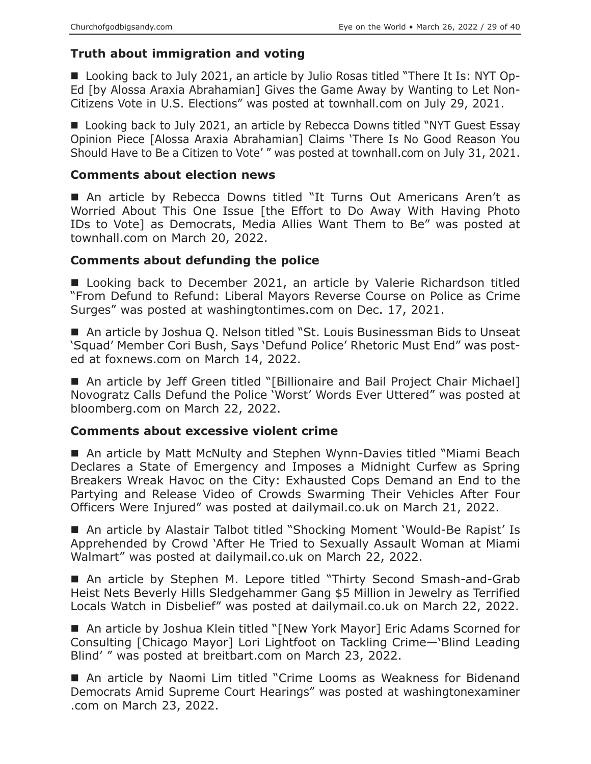### Truth about immigration and voting

■ Looking back to July 2021, an article by Julio Rosas titled "There It Is: NYT Op-Ed [by Alossa Araxia Abrahamian] Gives the Game Away by Wanting to Let Non-Citizens Vote in U.S. Elections" was posted at townhall.com on July 29, 2021.

■ Looking back to July 2021, an article by Rebecca Downs titled "NYT Guest Essay Opinion Piece [Alossa Araxia Abrahamian] Claims 'There Is No Good Reason You Should Have to Be a Citizen to Vote' " was posted at townhall.com on July 31, 2021.

### Comments about election news

■ An article by Rebecca Downs titled "It Turns Out Americans Aren't as Worried About This One Issue [the Effort to Do Away With Having Photo IDs to Vote] as Democrats, Media Allies Want Them to Be" was posted at townhall.com on March 20, 2022.

### Comments about defunding the police

■ Looking back to December 2021, an article by Valerie Richardson titled "From Defund to Refund: Liberal Mayors Reverse Course on Police as Crime Surges" was posted at washingtontimes.com on Dec. 17, 2021.

■ An article by Joshua Q. Nelson titled "St. Louis Businessman Bids to Unseat 'Squad' Member Cori Bush, Says 'Defund Police' Rhetoric Must End" was posted at foxnews.com on March 14, 2022.

■ An article by Jeff Green titled "[Billionaire and Bail Project Chair Michael] Novogratz Calls Defund the Police 'Worst' Words Ever Uttered" was posted at bloomberg.com on March 22, 2022.

### Comments about excessive violent crime

■ An article by Matt McNulty and Stephen Wynn-Davies titled "Miami Beach Declares a State of Emergency and Imposes a Midnight Curfew as Spring Breakers Wreak Havoc on the City: Exhausted Cops Demand an End to the Partying and Release Video of Crowds Swarming Their Vehicles After Four Officers Were Injured" was posted at dailymail.co.uk on March 21, 2022.

■ An article by Alastair Talbot titled "Shocking Moment 'Would-Be Rapist' Is Apprehended by Crowd 'After He Tried to Sexually Assault Woman at Miami Walmart" was posted at dailymail.co.uk on March 22, 2022.

■ An article by Stephen M. Lepore titled "Thirty Second Smash-and-Grab Heist Nets Beverly Hills Sledgehammer Gang $5 Million in Jewelry as Terrified Locals Watch in Disbelief" was posted at dailymail.co.uk on March 22, 2022.

■ An article by Joshua Klein titled "[New York Mayor] Eric Adams Scorned for Consulting [Chicago Mayor] Lori Lightfoot on Tackling Crime—'Blind Leading Blind' " was posted at breitbart.com on March 23, 2022.

■ An article by Naomi Lim titled "Crime Looms as Weakness for Bidenand Democrats Amid Supreme Court Hearings" was posted at washingtonexaminer.com on March 23, 2022.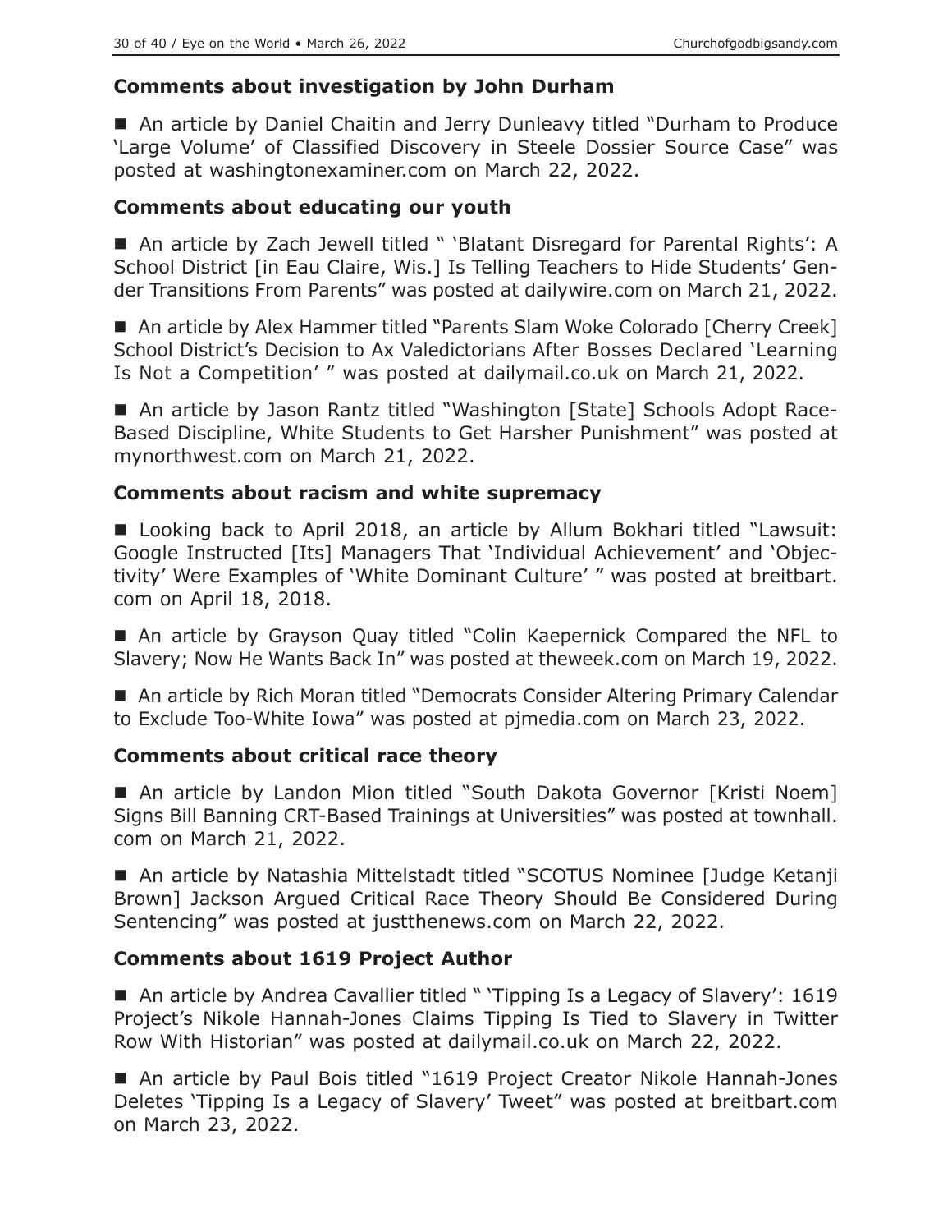### Comments about investigation by John Durham

■ An article by Daniel Chaitin and Jerry Dunleavy titled "Durham to Produce 'Large Volume' of Classified Discovery in Steele Dossier Source Case" was posted at washingtonexaminer.com on March 22, 2022.

### Comments about educating our youth

■ An article by Zach Jewell titled " 'Blatant Disregard for Parental Rights': A School District [in Eau Claire, Wis.] Is Telling Teachers to Hide Students' Gender Transitions From Parents" was posted at dailywire.com on March 21, 2022.

■ An article by Alex Hammer titled "Parents Slam Woke Colorado [Cherry Creek] School District's Decision to Ax Valedictorians After Bosses Declared 'Learning Is Not a Competition' " was posted at dailymail.co.uk on March 21, 2022.

■ An article by Jason Rantz titled "Washington [State] Schools Adopt Race-Based Discipline, White Students to Get Harsher Punishment" was posted at mynorthwest.com on March 21, 2022.

### Comments about racism and white supremacy

■ Looking back to April 2018, an article by Allum Bokhari titled "Lawsuit: Google Instructed [Its] Managers That 'Individual Achievement' and 'Objectivity' Were Examples of 'White Dominant Culture' " was posted at breitbart.com on April 18, 2018.

■ An article by Grayson Quay titled "Colin Kaepernick Compared the NFL to Slavery; Now He Wants Back In" was posted at theweek.com on March 19, 2022.

■ An article by Rich Moran titled "Democrats Consider Altering Primary Calendar to Exclude Too-White Iowa" was posted at pjmedia.com on March 23, 2022.

### Comments about critical race theory

■ An article by Landon Mion titled "South Dakota Governor [Kristi Noem] Signs Bill Banning CRT-Based Trainings at Universities" was posted at townhall.com on March 21, 2022.

■ An article by Natashia Mittelstadt titled "SCOTUS Nominee [Judge Ketanji Brown] Jackson Argued Critical Race Theory Should Be Considered During Sentencing" was posted at justthenews.com on March 22, 2022.

### Comments about 1619 Project Author

■ An article by Andrea Cavallier titled " 'Tipping Is a Legacy of Slavery': 1619 Project's Nikole Hannah-Jones Claims Tipping Is Tied to Slavery in Twitter Row With Historian" was posted at dailymail.co.uk on March 22, 2022.

■ An article by Paul Bois titled "1619 Project Creator Nikole Hannah-Jones Deletes 'Tipping Is a Legacy of Slavery' Tweet" was posted at breitbart.com on March 23, 2022.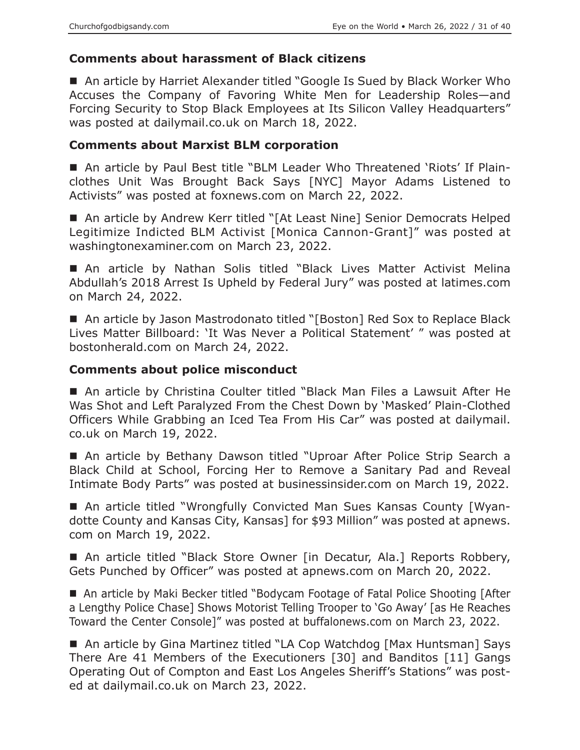### Comments about harassment of Black citizens

■ An article by Harriet Alexander titled "Google Is Sued by Black Worker Who Accuses the Company of Favoring White Men for Leadership Roles—and Forcing Security to Stop Black Employees at Its Silicon Valley Headquarters" was posted at dailymail.co.uk on March 18, 2022.

### Comments about Marxist BLM corporation

■ An article by Paul Best title "BLM Leader Who Threatened 'Riots' If Plain-clothes Unit Was Brought Back Says [NYC] Mayor Adams Listened to Activists" was posted at foxnews.com on March 22, 2022.

■ An article by Andrew Kerr titled "[At Least Nine] Senior Democrats Helped Legitimize Indicted BLM Activist [Monica Cannon-Grant]" was posted at washingtonexaminer.com on March 23, 2022.

■ An article by Nathan Solis titled "Black Lives Matter Activist Melina Abdullah's 2018 Arrest Is Upheld by Federal Jury" was posted at latimes.com on March 24, 2022.

■ An article by Jason Mastrodonato titled "[Boston] Red Sox to Replace Black Lives Matter Billboard: 'It Was Never a Political Statement' " was posted at bostonherald.com on March 24, 2022.

### Comments about police misconduct

■ An article by Christina Coulter titled "Black Man Files a Lawsuit After He Was Shot and Left Paralyzed From the Chest Down by 'Masked' Plain-Clothed Officers While Grabbing an Iced Tea From His Car" was posted at dailymail.co.uk on March 19, 2022.

■ An article by Bethany Dawson titled "Uproar After Police Strip Search a Black Child at School, Forcing Her to Remove a Sanitary Pad and Reveal Intimate Body Parts" was posted at businessinsider.com on March 19, 2022.

■ An article titled "Wrongfully Convicted Man Sues Kansas County [Wyandotte County and Kansas City, Kansas] for $93 Million" was posted at apnews.com on March 19, 2022.

■ An article titled "Black Store Owner [in Decatur, Ala.] Reports Robbery, Gets Punched by Officer" was posted at apnews.com on March 20, 2022.

■ An article by Maki Becker titled "Bodycam Footage of Fatal Police Shooting [After a Lengthy Police Chase] Shows Motorist Telling Trooper to 'Go Away' [as He Reaches Toward the Center Console]" was posted at buffalonews.com on March 23, 2022.

■ An article by Gina Martinez titled "LA Cop Watchdog [Max Huntsman] Says There Are 41 Members of the Executioners [30] and Banditos [11] Gangs Operating Out of Compton and East Los Angeles Sheriff's Stations" was posted at dailymail.co.uk on March 23, 2022.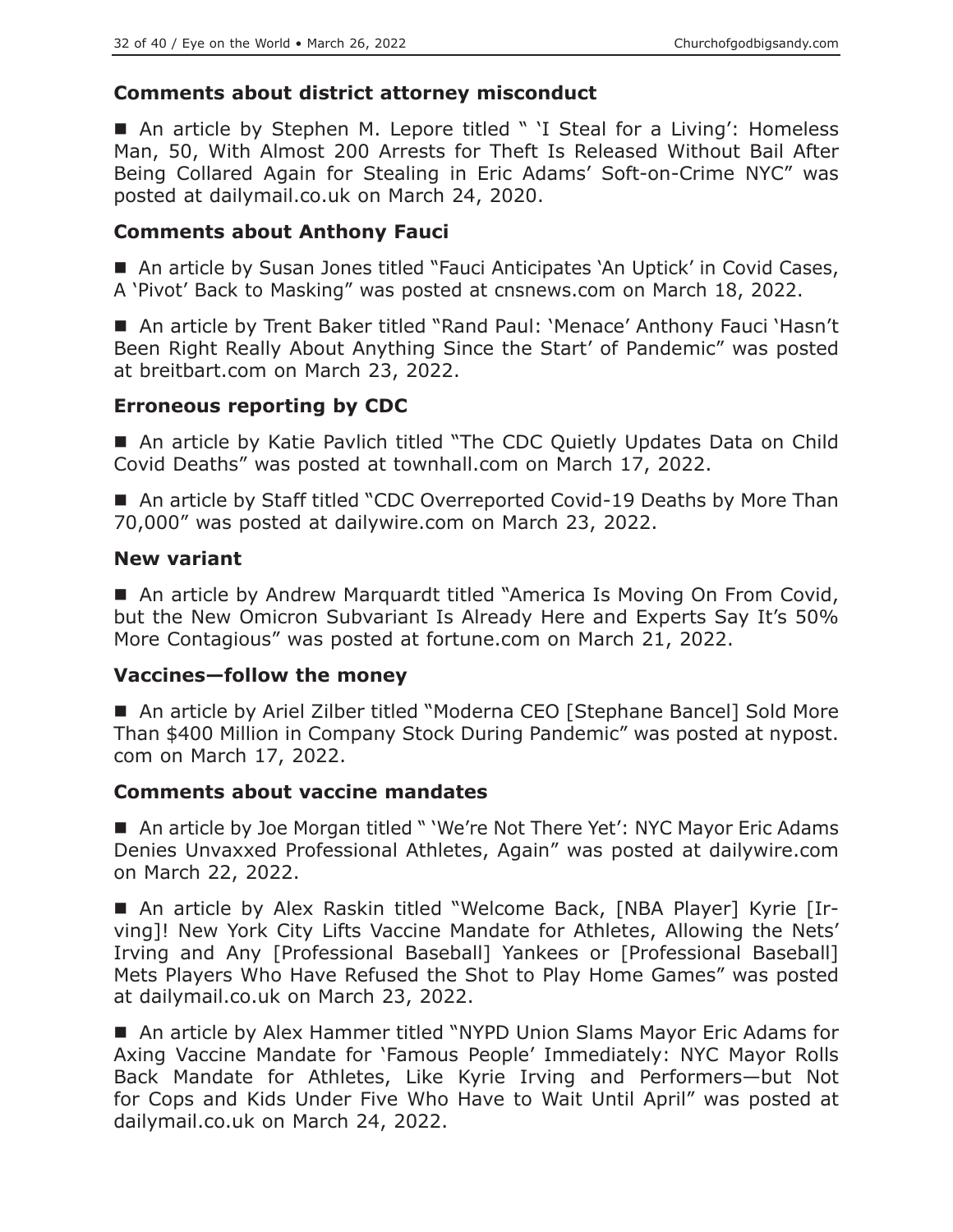### Comments about district attorney misconduct

■ An article by Stephen M. Lepore titled " 'I Steal for a Living': Homeless Man, 50, With Almost 200 Arrests for Theft Is Released Without Bail After Being Collared Again for Stealing in Eric Adams' Soft-on-Crime NYC" was posted at dailymail.co.uk on March 24, 2020.

### Comments about Anthony Fauci

■ An article by Susan Jones titled "Fauci Anticipates 'An Uptick' in Covid Cases, A 'Pivot' Back to Masking" was posted at cnsnews.com on March 18, 2022.

■ An article by Trent Baker titled "Rand Paul: 'Menace' Anthony Fauci 'Hasn't Been Right Really About Anything Since the Start' of Pandemic" was posted at breitbart.com on March 23, 2022.

### Erroneous reporting by CDC

■ An article by Katie Pavlich titled "The CDC Quietly Updates Data on Child Covid Deaths" was posted at townhall.com on March 17, 2022.

■ An article by Staff titled "CDC Overreported Covid-19 Deaths by More Than 70,000" was posted at dailywire.com on March 23, 2022.

### New variant

■ An article by Andrew Marquardt titled "America Is Moving On From Covid, but the New Omicron Subvariant Is Already Here and Experts Say It's 50% More Contagious" was posted at fortune.com on March 21, 2022.

### Vaccines—follow the money

■ An article by Ariel Zilber titled "Moderna CEO [Stephane Bancel] Sold More Than $400 Million in Company Stock During Pandemic" was posted at nypost.com on March 17, 2022.

### Comments about vaccine mandates

■ An article by Joe Morgan titled " 'We're Not There Yet': NYC Mayor Eric Adams Denies Unvaxxed Professional Athletes, Again" was posted at dailywire.com on March 22, 2022.

■ An article by Alex Raskin titled "Welcome Back, [NBA Player] Kyrie [Irving]! New York City Lifts Vaccine Mandate for Athletes, Allowing the Nets' Irving and Any [Professional Baseball] Yankees or [Professional Baseball] Mets Players Who Have Refused the Shot to Play Home Games" was posted at dailymail.co.uk on March 23, 2022.

■ An article by Alex Hammer titled "NYPD Union Slams Mayor Eric Adams for Axing Vaccine Mandate for 'Famous People' Immediately: NYC Mayor Rolls Back Mandate for Athletes, Like Kyrie Irving and Performers—but Not for Cops and Kids Under Five Who Have to Wait Until April" was posted at dailymail.co.uk on March 24, 2022.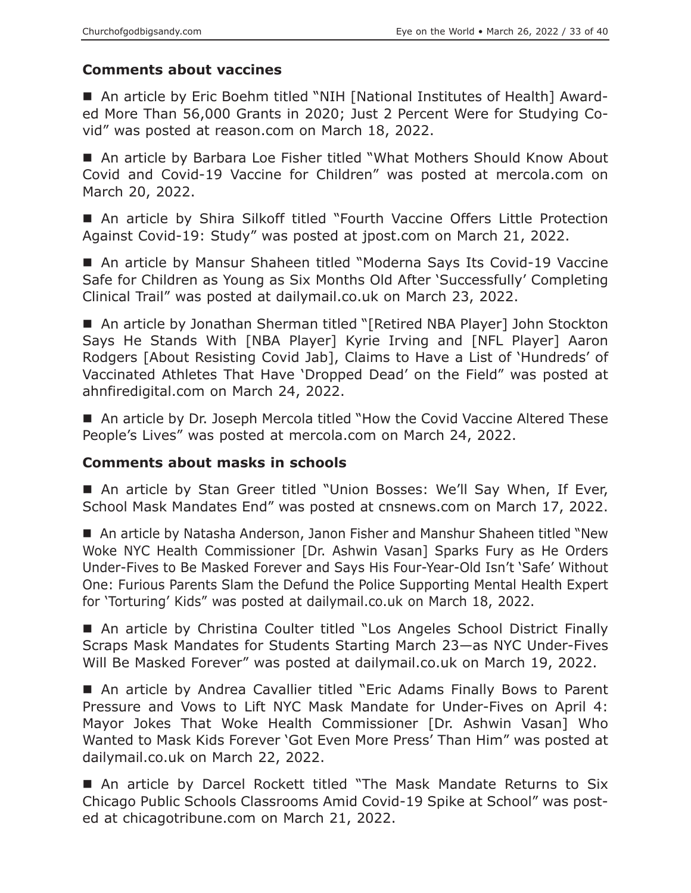### Comments about vaccines

■ An article by Eric Boehm titled "NIH [National Institutes of Health] Awarded More Than 56,000 Grants in 2020; Just 2 Percent Were for Studying Covid" was posted at reason.com on March 18, 2022.

■ An article by Barbara Loe Fisher titled "What Mothers Should Know About Covid and Covid-19 Vaccine for Children" was posted at mercola.com on March 20, 2022.

■ An article by Shira Silkoff titled "Fourth Vaccine Offers Little Protection Against Covid-19: Study" was posted at jpost.com on March 21, 2022.

■ An article by Mansur Shaheen titled "Moderna Says Its Covid-19 Vaccine Safe for Children as Young as Six Months Old After 'Successfully' Completing Clinical Trail" was posted at dailymail.co.uk on March 23, 2022.

■ An article by Jonathan Sherman titled "[Retired NBA Player] John Stockton Says He Stands With [NBA Player] Kyrie Irving and [NFL Player] Aaron Rodgers [About Resisting Covid Jab], Claims to Have a List of 'Hundreds' of Vaccinated Athletes That Have 'Dropped Dead' on the Field" was posted at ahnfiredigital.com on March 24, 2022.

■ An article by Dr. Joseph Mercola titled "How the Covid Vaccine Altered These People's Lives" was posted at mercola.com on March 24, 2022.

### Comments about masks in schools

■ An article by Stan Greer titled "Union Bosses: We'll Say When, If Ever, School Mask Mandates End" was posted at cnsnews.com on March 17, 2022.

■ An article by Natasha Anderson, Janon Fisher and Manshur Shaheen titled "New Woke NYC Health Commissioner [Dr. Ashwin Vasan] Sparks Fury as He Orders Under-Fives to Be Masked Forever and Says His Four-Year-Old Isn't 'Safe' Without One: Furious Parents Slam the Defund the Police Supporting Mental Health Expert for 'Torturing' Kids" was posted at dailymail.co.uk on March 18, 2022.

■ An article by Christina Coulter titled "Los Angeles School District Finally Scraps Mask Mandates for Students Starting March 23—as NYC Under-Fives Will Be Masked Forever" was posted at dailymail.co.uk on March 19, 2022.

■ An article by Andrea Cavallier titled "Eric Adams Finally Bows to Parent Pressure and Vows to Lift NYC Mask Mandate for Under-Fives on April 4: Mayor Jokes That Woke Health Commissioner [Dr. Ashwin Vasan] Who Wanted to Mask Kids Forever 'Got Even More Press' Than Him" was posted at dailymail.co.uk on March 22, 2022.

■ An article by Darcel Rockett titled "The Mask Mandate Returns to Six Chicago Public Schools Classrooms Amid Covid-19 Spike at School" was posted at chicagotribune.com on March 21, 2022.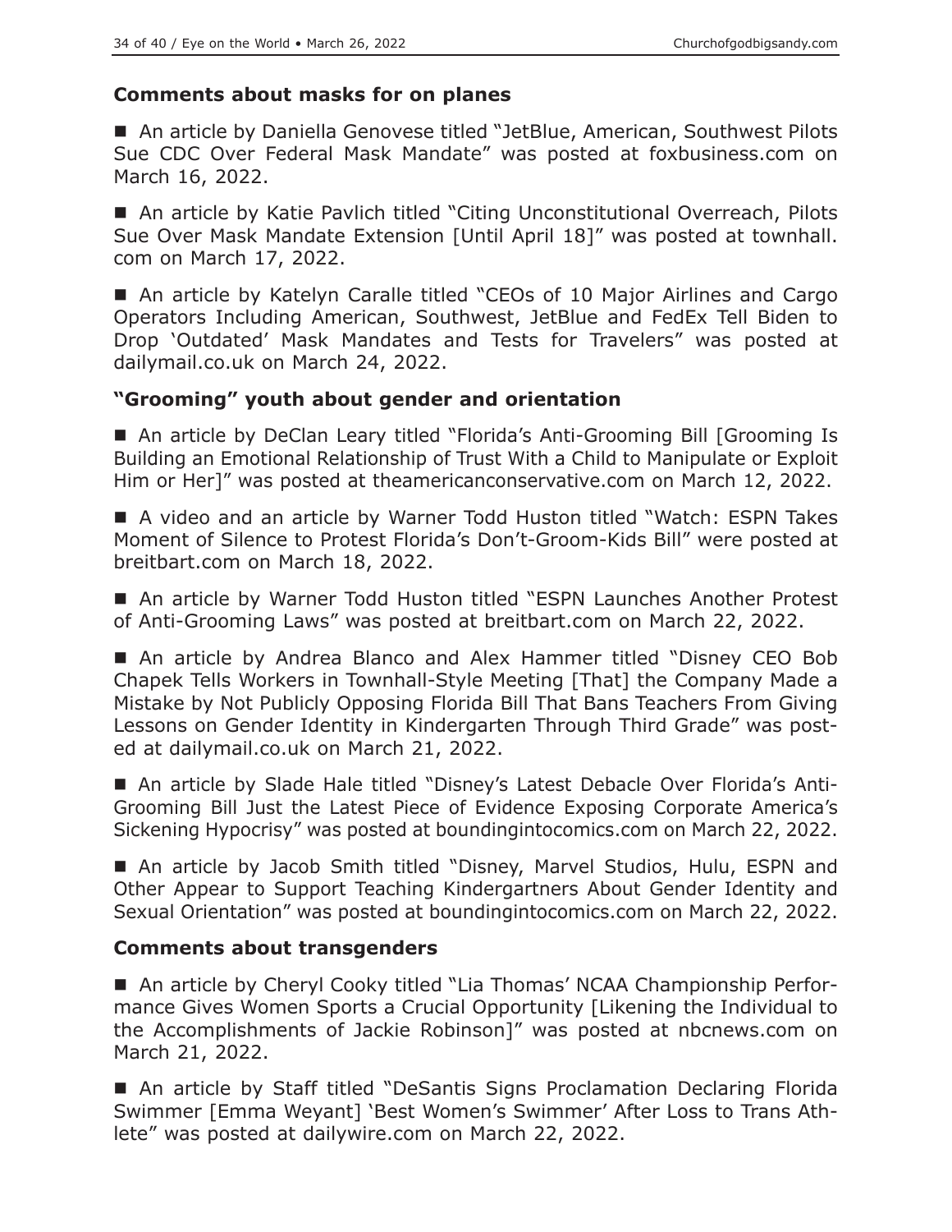### Comments about masks for on planes

■ An article by Daniella Genovese titled "JetBlue, American, Southwest Pilots Sue CDC Over Federal Mask Mandate" was posted at foxbusiness.com on March 16, 2022.

■ An article by Katie Pavlich titled "Citing Unconstitutional Overreach, Pilots Sue Over Mask Mandate Extension [Until April 18]" was posted at townhall.com on March 17, 2022.

■ An article by Katelyn Caralle titled "CEOs of 10 Major Airlines and Cargo Operators Including American, Southwest, JetBlue and FedEx Tell Biden to Drop 'Outdated' Mask Mandates and Tests for Travelers" was posted at dailymail.co.uk on March 24, 2022.

### "Grooming" youth about gender and orientation

■ An article by DeClan Leary titled "Florida's Anti-Grooming Bill [Grooming Is Building an Emotional Relationship of Trust With a Child to Manipulate or Exploit Him or Her]" was posted at theamericanconservative.com on March 12, 2022.

■ A video and an article by Warner Todd Huston titled "Watch: ESPN Takes Moment of Silence to Protest Florida's Don't-Groom-Kids Bill" were posted at breitbart.com on March 18, 2022.

■ An article by Warner Todd Huston titled "ESPN Launches Another Protest of Anti-Grooming Laws" was posted at breitbart.com on March 22, 2022.

■ An article by Andrea Blanco and Alex Hammer titled "Disney CEO Bob Chapek Tells Workers in Townhall-Style Meeting [That] the Company Made a Mistake by Not Publicly Opposing Florida Bill That Bans Teachers From Giving Lessons on Gender Identity in Kindergarten Through Third Grade" was posted at dailymail.co.uk on March 21, 2022.

■ An article by Slade Hale titled "Disney's Latest Debacle Over Florida's Anti-Grooming Bill Just the Latest Piece of Evidence Exposing Corporate America's Sickening Hypocrisy" was posted at boundingintocomics.com on March 22, 2022.

■ An article by Jacob Smith titled "Disney, Marvel Studios, Hulu, ESPN and Other Appear to Support Teaching Kindergartners About Gender Identity and Sexual Orientation" was posted at boundingintocomics.com on March 22, 2022.

### Comments about transgenders

■ An article by Cheryl Cooky titled "Lia Thomas' NCAA Championship Performance Gives Women Sports a Crucial Opportunity [Likening the Individual to the Accomplishments of Jackie Robinson]" was posted at nbcnews.com on March 21, 2022.

■ An article by Staff titled "DeSantis Signs Proclamation Declaring Florida Swimmer [Emma Weyant] 'Best Women's Swimmer' After Loss to Trans Athlete" was posted at dailywire.com on March 22, 2022.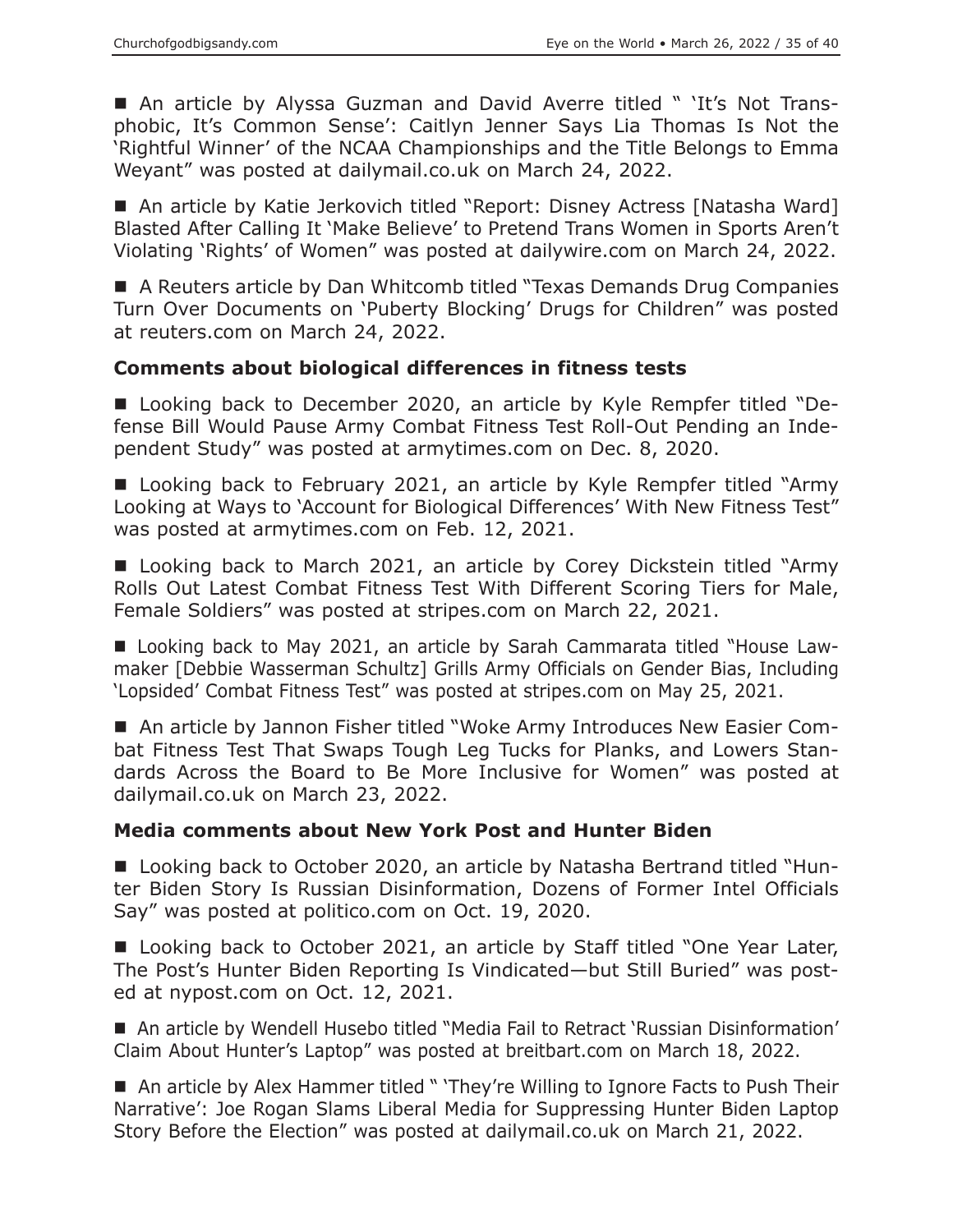■ An article by Alyssa Guzman and David Averre titled " 'It's Not Transphobic, It's Common Sense': Caitlyn Jenner Says Lia Thomas Is Not the 'Rightful Winner' of the NCAA Championships and the Title Belongs to Emma Weyant" was posted at dailymail.co.uk on March 24, 2022.

■ An article by Katie Jerkovich titled "Report: Disney Actress [Natasha Ward] Blasted After Calling It 'Make Believe' to Pretend Trans Women in Sports Aren't Violating 'Rights' of Women" was posted at dailywire.com on March 24, 2022.

■ A Reuters article by Dan Whitcomb titled "Texas Demands Drug Companies Turn Over Documents on 'Puberty Blocking' Drugs for Children" was posted at reuters.com on March 24, 2022.

### Comments about biological differences in fitness tests

■ Looking back to December 2020, an article by Kyle Rempfer titled "Defense Bill Would Pause Army Combat Fitness Test Roll-Out Pending an Independent Study" was posted at armytimes.com on Dec. 8, 2020.

■ Looking back to February 2021, an article by Kyle Rempfer titled "Army Looking at Ways to 'Account for Biological Differences' With New Fitness Test" was posted at armytimes.com on Feb. 12, 2021.

■ Looking back to March 2021, an article by Corey Dickstein titled "Army Rolls Out Latest Combat Fitness Test With Different Scoring Tiers for Male, Female Soldiers" was posted at stripes.com on March 22, 2021.

■ Looking back to May 2021, an article by Sarah Cammarata titled "House Lawmaker [Debbie Wasserman Schultz] Grills Army Officials on Gender Bias, Including 'Lopsided' Combat Fitness Test" was posted at stripes.com on May 25, 2021.

■ An article by Jannon Fisher titled "Woke Army Introduces New Easier Combat Fitness Test That Swaps Tough Leg Tucks for Planks, and Lowers Standards Across the Board to Be More Inclusive for Women" was posted at dailymail.co.uk on March 23, 2022.

### Media comments about New York Post and Hunter Biden

■ Looking back to October 2020, an article by Natasha Bertrand titled "Hunter Biden Story Is Russian Disinformation, Dozens of Former Intel Officials Say" was posted at politico.com on Oct. 19, 2020.

■ Looking back to October 2021, an article by Staff titled "One Year Later, The Post's Hunter Biden Reporting Is Vindicated—but Still Buried" was posted at nypost.com on Oct. 12, 2021.

■ An article by Wendell Husebo titled "Media Fail to Retract 'Russian Disinformation' Claim About Hunter's Laptop" was posted at breitbart.com on March 18, 2022.

■ An article by Alex Hammer titled " 'They're Willing to Ignore Facts to Push Their Narrative': Joe Rogan Slams Liberal Media for Suppressing Hunter Biden Laptop Story Before the Election" was posted at dailymail.co.uk on March 21, 2022.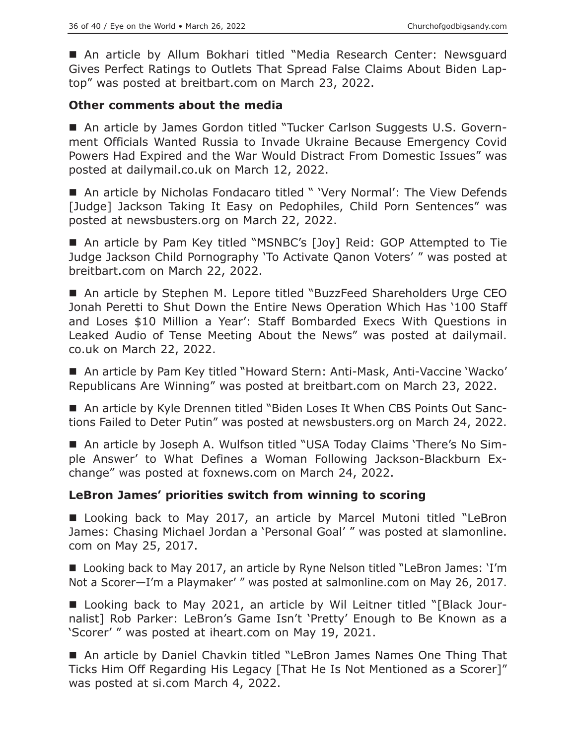■ An article by Allum Bokhari titled "Media Research Center: Newsguard Gives Perfect Ratings to Outlets That Spread False Claims About Biden Laptop" was posted at breitbart.com on March 23, 2022.

### Other comments about the media

■ An article by James Gordon titled "Tucker Carlson Suggests U.S. Government Officials Wanted Russia to Invade Ukraine Because Emergency Covid Powers Had Expired and the War Would Distract From Domestic Issues" was posted at dailymail.co.uk on March 12, 2022.

■ An article by Nicholas Fondacaro titled " 'Very Normal': The View Defends [Judge] Jackson Taking It Easy on Pedophiles, Child Porn Sentences" was posted at newsbusters.org on March 22, 2022.

■ An article by Pam Key titled "MSNBC's [Joy] Reid: GOP Attempted to Tie Judge Jackson Child Pornography 'To Activate Qanon Voters' " was posted at breitbart.com on March 22, 2022.

■ An article by Stephen M. Lepore titled "BuzzFeed Shareholders Urge CEO Jonah Peretti to Shut Down the Entire News Operation Which Has '100 Staff and Loses $10 Million a Year': Staff Bombarded Execs With Questions in Leaked Audio of Tense Meeting About the News" was posted at dailymail.co.uk on March 22, 2022.

■ An article by Pam Key titled "Howard Stern: Anti-Mask, Anti-Vaccine 'Wacko' Republicans Are Winning" was posted at breitbart.com on March 23, 2022.

■ An article by Kyle Drennen titled "Biden Loses It When CBS Points Out Sanctions Failed to Deter Putin" was posted at newsbusters.org on March 24, 2022.

■ An article by Joseph A. Wulfson titled "USA Today Claims 'There's No Simple Answer' to What Defines a Woman Following Jackson-Blackburn Exchange" was posted at foxnews.com on March 24, 2022.

### LeBron James' priorities switch from winning to scoring

■ Looking back to May 2017, an article by Marcel Mutoni titled "LeBron James: Chasing Michael Jordan a 'Personal Goal' " was posted at slamonline.com on May 25, 2017.

■ Looking back to May 2017, an article by Ryne Nelson titled "LeBron James: 'I'm Not a Scorer—I'm a Playmaker' " was posted at salmonline.com on May 26, 2017.

■ Looking back to May 2021, an article by Wil Leitner titled "[Black Journalist] Rob Parker: LeBron's Game Isn't 'Pretty' Enough to Be Known as a 'Scorer' " was posted at iheart.com on May 19, 2021.

■ An article by Daniel Chavkin titled "LeBron James Names One Thing That Ticks Him Off Regarding His Legacy [That He Is Not Mentioned as a Scorer]" was posted at si.com March 4, 2022.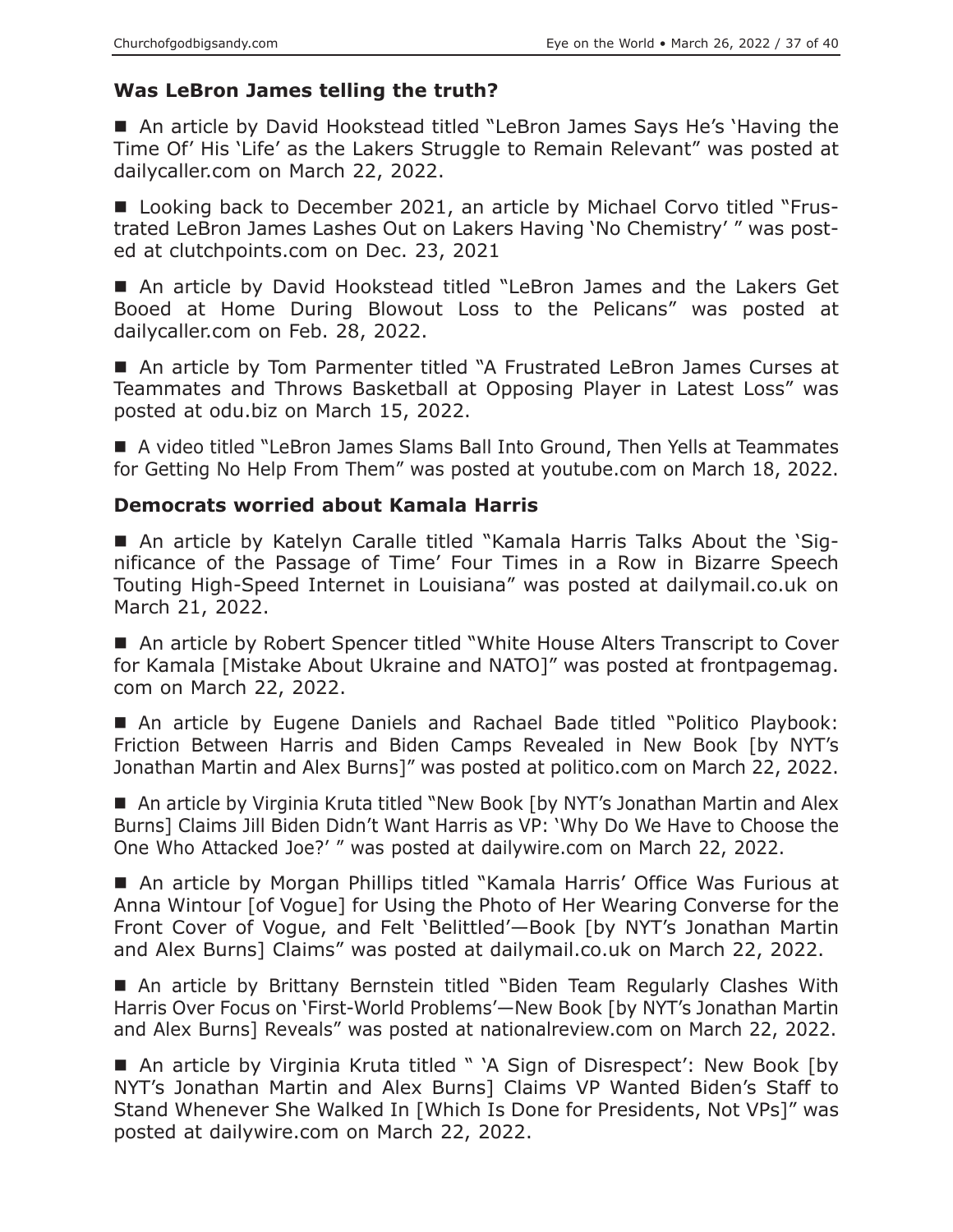### Was LeBron James telling the truth?

■ An article by David Hookstead titled "LeBron James Says He's 'Having the Time Of' His 'Life' as the Lakers Struggle to Remain Relevant" was posted at dailycaller.com on March 22, 2022.

■ Looking back to December 2021, an article by Michael Corvo titled "Frustrated LeBron James Lashes Out on Lakers Having 'No Chemistry' " was posted at clutchpoints.com on Dec. 23, 2021

■ An article by David Hookstead titled "LeBron James and the Lakers Get Booed at Home During Blowout Loss to the Pelicans" was posted at dailycaller.com on Feb. 28, 2022.

■ An article by Tom Parmenter titled "A Frustrated LeBron James Curses at Teammates and Throws Basketball at Opposing Player in Latest Loss" was posted at odu.biz on March 15, 2022.

■ A video titled "LeBron James Slams Ball Into Ground, Then Yells at Teammates for Getting No Help From Them" was posted at youtube.com on March 18, 2022.

### Democrats worried about Kamala Harris

■ An article by Katelyn Caralle titled "Kamala Harris Talks About the 'Significance of the Passage of Time' Four Times in a Row in Bizarre Speech Touting High-Speed Internet in Louisiana" was posted at dailymail.co.uk on March 21, 2022.

■ An article by Robert Spencer titled "White House Alters Transcript to Cover for Kamala [Mistake About Ukraine and NATO]" was posted at frontpagemag.com on March 22, 2022.

■ An article by Eugene Daniels and Rachael Bade titled "Politico Playbook: Friction Between Harris and Biden Camps Revealed in New Book [by NYT's Jonathan Martin and Alex Burns]" was posted at politico.com on March 22, 2022.

■ An article by Virginia Kruta titled "New Book [by NYT's Jonathan Martin and Alex Burns] Claims Jill Biden Didn't Want Harris as VP: 'Why Do We Have to Choose the One Who Attacked Joe?' " was posted at dailywire.com on March 22, 2022.

■ An article by Morgan Phillips titled "Kamala Harris' Office Was Furious at Anna Wintour [of Vogue] for Using the Photo of Her Wearing Converse for the Front Cover of Vogue, and Felt 'Belittled'—Book [by NYT's Jonathan Martin and Alex Burns] Claims" was posted at dailymail.co.uk on March 22, 2022.

■ An article by Brittany Bernstein titled "Biden Team Regularly Clashes With Harris Over Focus on 'First-World Problems'—New Book [by NYT's Jonathan Martin and Alex Burns] Reveals" was posted at nationalreview.com on March 22, 2022.

■ An article by Virginia Kruta titled " 'A Sign of Disrespect': New Book [by NYT's Jonathan Martin and Alex Burns] Claims VP Wanted Biden's Staff to Stand Whenever She Walked In [Which Is Done for Presidents, Not VPs]" was posted at dailywire.com on March 22, 2022.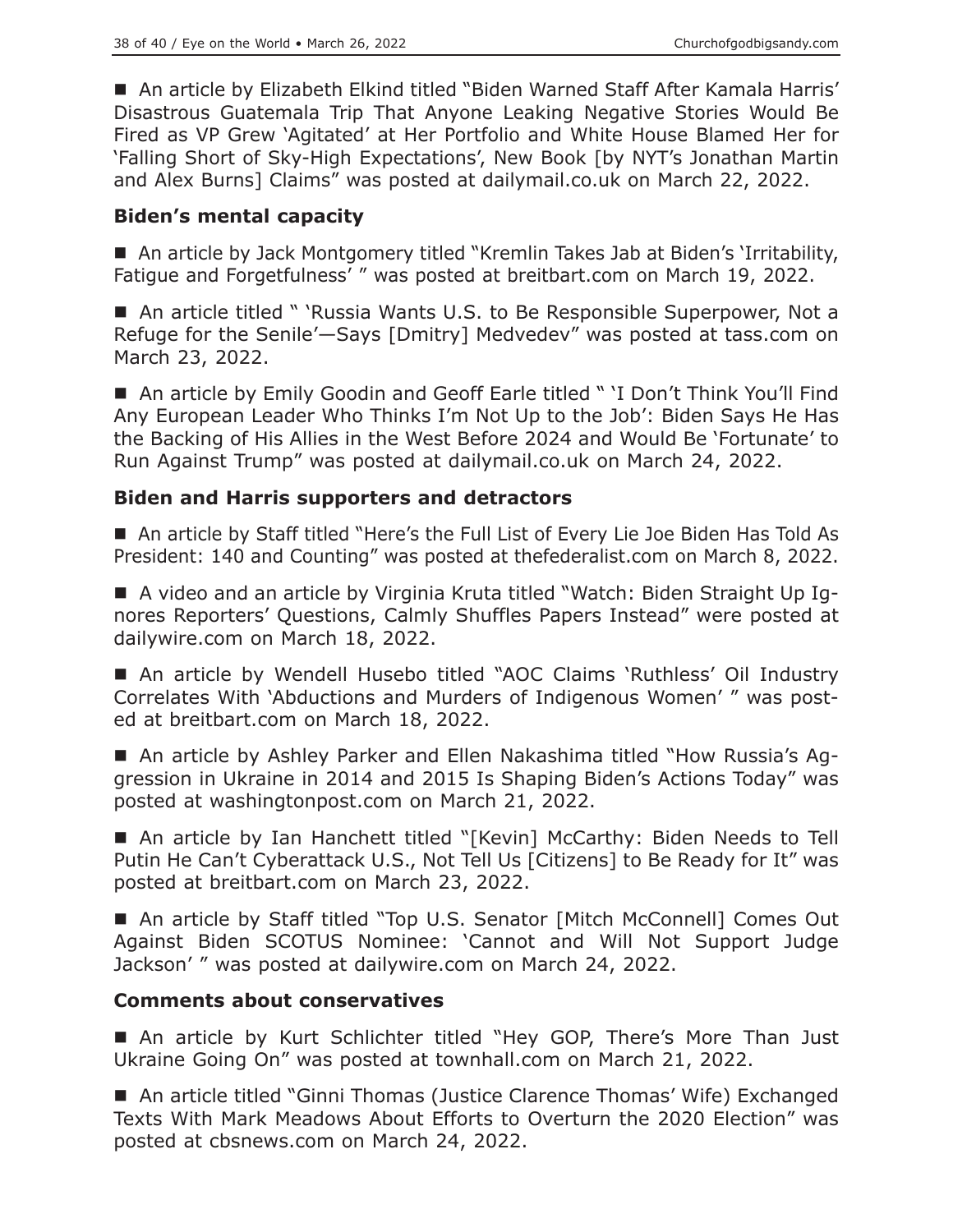■ An article by Elizabeth Elkind titled "Biden Warned Staff After Kamala Harris' Disastrous Guatemala Trip That Anyone Leaking Negative Stories Would Be Fired as VP Grew 'Agitated' at Her Portfolio and White House Blamed Her for 'Falling Short of Sky-High Expectations', New Book [by NYT's Jonathan Martin and Alex Burns] Claims" was posted at dailymail.co.uk on March 22, 2022.

### Biden's mental capacity

■ An article by Jack Montgomery titled "Kremlin Takes Jab at Biden's 'Irritability, Fatigue and Forgetfulness' " was posted at breitbart.com on March 19, 2022.

■ An article titled " 'Russia Wants U.S. to Be Responsible Superpower, Not a Refuge for the Senile'—Says [Dmitry] Medvedev" was posted at tass.com on March 23, 2022.

■ An article by Emily Goodin and Geoff Earle titled " 'I Don't Think You'll Find Any European Leader Who Thinks I'm Not Up to the Job': Biden Says He Has the Backing of His Allies in the West Before 2024 and Would Be 'Fortunate' to Run Against Trump" was posted at dailymail.co.uk on March 24, 2022.

### Biden and Harris supporters and detractors

■ An article by Staff titled "Here's the Full List of Every Lie Joe Biden Has Told As President: 140 and Counting" was posted at thefederalist.com on March 8, 2022.

■ A video and an article by Virginia Kruta titled "Watch: Biden Straight Up Ignores Reporters' Questions, Calmly Shuffles Papers Instead" were posted at dailywire.com on March 18, 2022.

■ An article by Wendell Husebo titled "AOC Claims 'Ruthless' Oil Industry Correlates With 'Abductions and Murders of Indigenous Women' " was posted at breitbart.com on March 18, 2022.

■ An article by Ashley Parker and Ellen Nakashima titled "How Russia's Aggression in Ukraine in 2014 and 2015 Is Shaping Biden's Actions Today" was posted at washingtonpost.com on March 21, 2022.

■ An article by Ian Hanchett titled "[Kevin] McCarthy: Biden Needs to Tell Putin He Can't Cyberattack U.S., Not Tell Us [Citizens] to Be Ready for It" was posted at breitbart.com on March 23, 2022.

■ An article by Staff titled "Top U.S. Senator [Mitch McConnell] Comes Out Against Biden SCOTUS Nominee: 'Cannot and Will Not Support Judge Jackson' " was posted at dailywire.com on March 24, 2022.

### Comments about conservatives

■ An article by Kurt Schlichter titled "Hey GOP, There's More Than Just Ukraine Going On" was posted at townhall.com on March 21, 2022.

■ An article titled "Ginni Thomas (Justice Clarence Thomas' Wife) Exchanged Texts With Mark Meadows About Efforts to Overturn the 2020 Election" was posted at cbsnews.com on March 24, 2022.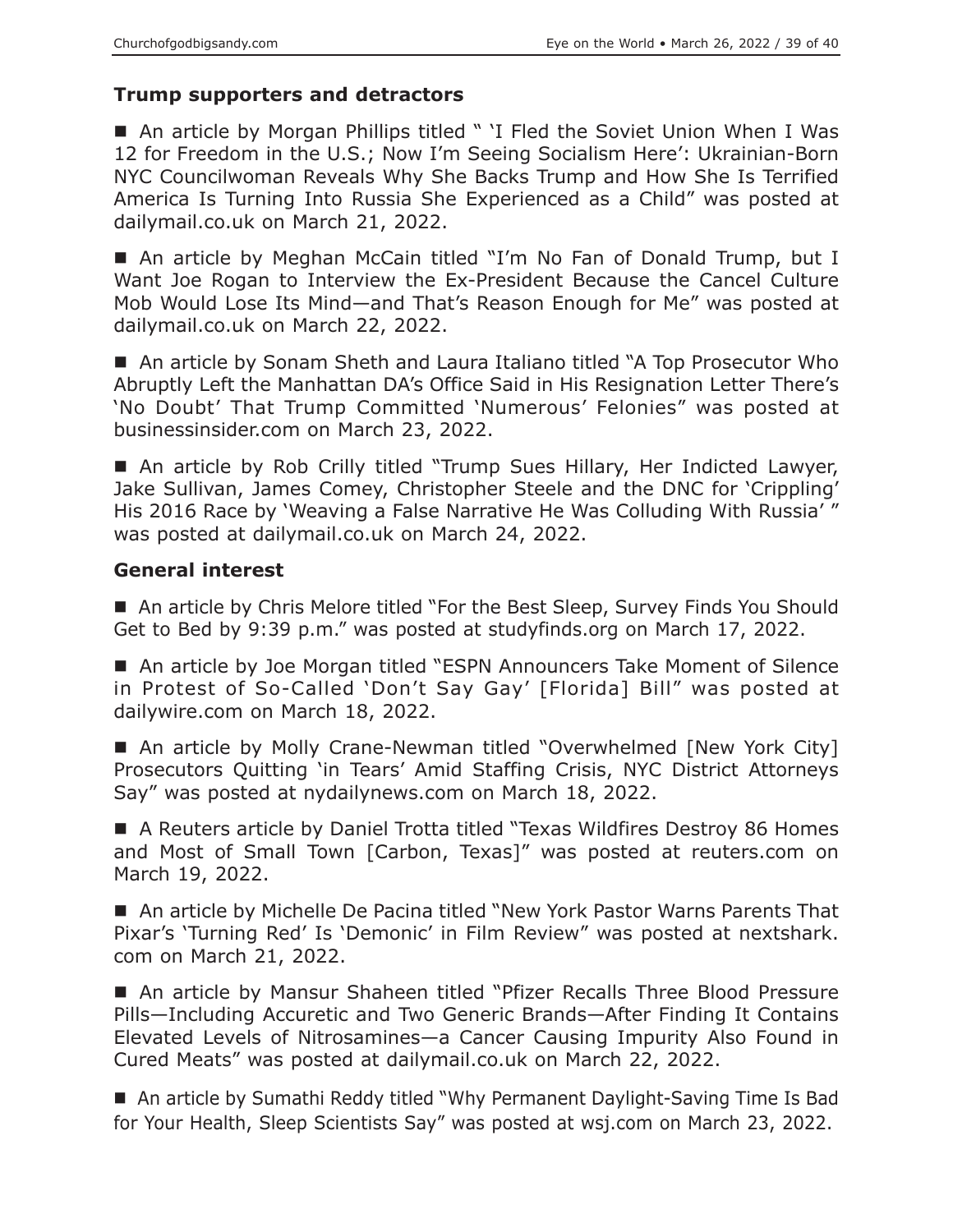## Trump supporters and detractors

- An article by Morgan Phillips titled " 'I Fled the Soviet Union When I Was 12 for Freedom in the U.S.; Now I'm Seeing Socialism Here': Ukrainian-Born NYC Councilwoman Reveals Why She Backs Trump and How She Is Terrified America Is Turning Into Russia She Experienced as a Child" was posted at dailymail.co.uk on March 21, 2022.

- An article by Meghan McCain titled "I'm No Fan of Donald Trump, but I Want Joe Rogan to Interview the Ex-President Because the Cancel Culture Mob Would Lose Its Mind—and That's Reason Enough for Me" was posted at dailymail.co.uk on March 22, 2022.

- An article by Sonam Sheth and Laura Italiano titled "A Top Prosecutor Who Abruptly Left the Manhattan DA's Office Said in His Resignation Letter There's 'No Doubt' That Trump Committed 'Numerous' Felonies" was posted at businessinsider.com on March 23, 2022.

- An article by Rob Crilly titled "Trump Sues Hillary, Her Indicted Lawyer, Jake Sullivan, James Comey, Christopher Steele and the DNC for 'Crippling' His 2016 Race by 'Weaving a False Narrative He Was Colluding With Russia' " was posted at dailymail.co.uk on March 24, 2022.

## General interest

- An article by Chris Melore titled "For the Best Sleep, Survey Finds You Should Get to Bed by 9:39 p.m." was posted at studyfinds.org on March 17, 2022.

- An article by Joe Morgan titled "ESPN Announcers Take Moment of Silence in Protest of So-Called 'Don't Say Gay' [Florida] Bill" was posted at dailywire.com on March 18, 2022.

- An article by Molly Crane-Newman titled "Overwhelmed [New York City] Prosecutors Quitting 'in Tears' Amid Staffing Crisis, NYC District Attorneys Say" was posted at nydailynews.com on March 18, 2022.

- A Reuters article by Daniel Trotta titled "Texas Wildfires Destroy 86 Homes and Most of Small Town [Carbon, Texas]" was posted at reuters.com on March 19, 2022.

- An article by Michelle De Pacina titled "New York Pastor Warns Parents That Pixar's 'Turning Red' Is 'Demonic' in Film Review" was posted at nextshark.com on March 21, 2022.

- An article by Mansur Shaheen titled "Pfizer Recalls Three Blood Pressure Pills—Including Accuretic and Two Generic Brands—After Finding It Contains Elevated Levels of Nitrosamines—a Cancer Causing Impurity Also Found in Cured Meats" was posted at dailymail.co.uk on March 22, 2022.

- An article by Sumathi Reddy titled "Why Permanent Daylight-Saving Time Is Bad for Your Health, Sleep Scientists Say" was posted at wsj.com on March 23, 2022.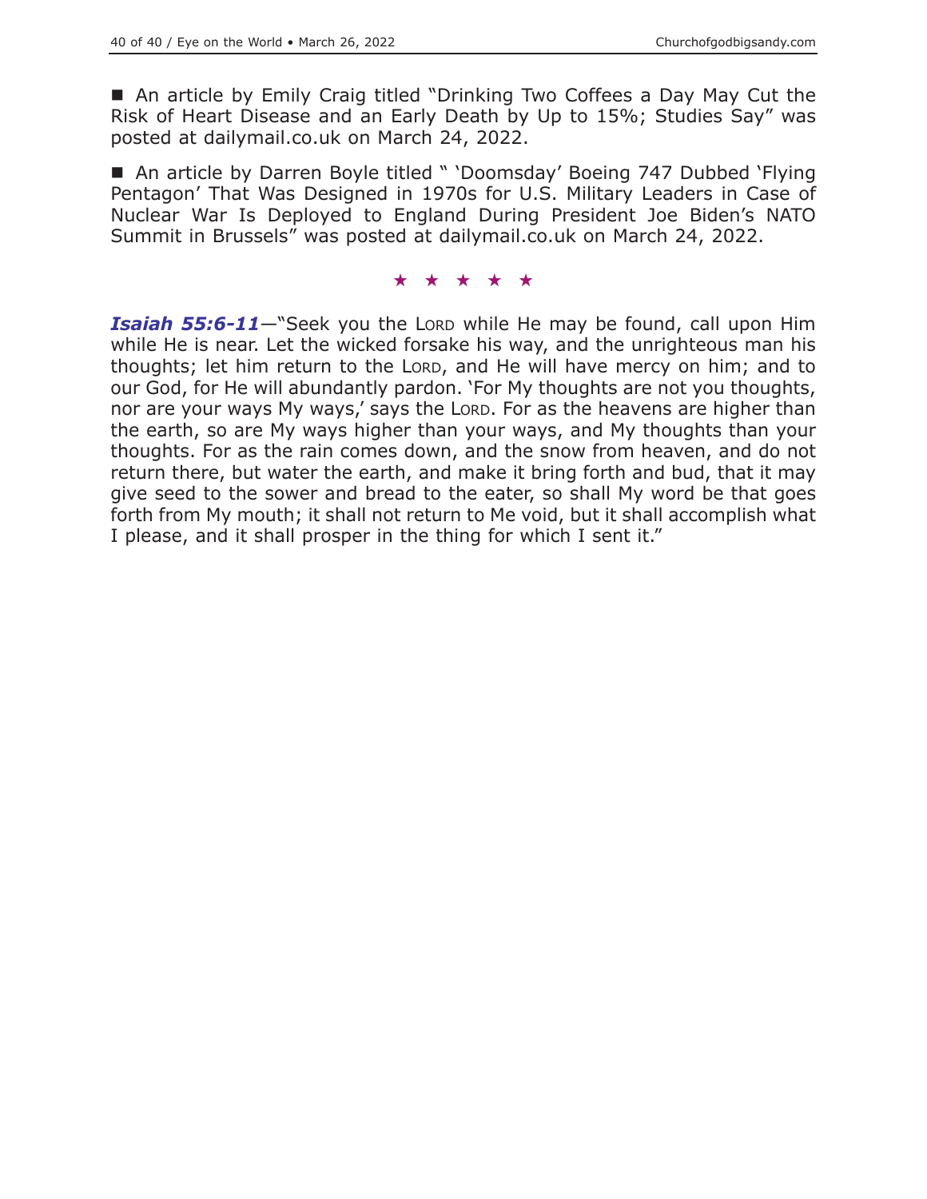■ An article by Emily Craig titled "Drinking Two Coffees a Day May Cut the Risk of Heart Disease and an Early Death by Up to 15%; Studies Say" was posted at dailymail.co.uk on March 24, 2022.

■ An article by Darren Boyle titled " 'Doomsday' Boeing 747 Dubbed 'Flying Pentagon' That Was Designed in 1970s for U.S. Military Leaders in Case of Nuclear War Is Deployed to England During President Joe Biden's NATO Summit in Brussels" was posted at dailymail.co.uk on March 24, 2022.

★ ★ ★ ★ ★

***Isaiah 55:6-11***—"Seek you the Lord while He may be found, call upon Him while He is near. Let the wicked forsake his way, and the unrighteous man his thoughts; let him return to the Lord, and He will have mercy on him; and to our God, for He will abundantly pardon. 'For My thoughts are not you thoughts, nor are your ways My ways,' says the Lord. For as the heavens are higher than the earth, so are My ways higher than your ways, and My thoughts than your thoughts. For as the rain comes down, and the snow from heaven, and do not return there, but water the earth, and make it bring forth and bud, that it may give seed to the sower and bread to the eater, so shall My word be that goes forth from My mouth; it shall not return to Me void, but it shall accomplish what I please, and it shall prosper in the thing for which I sent it."